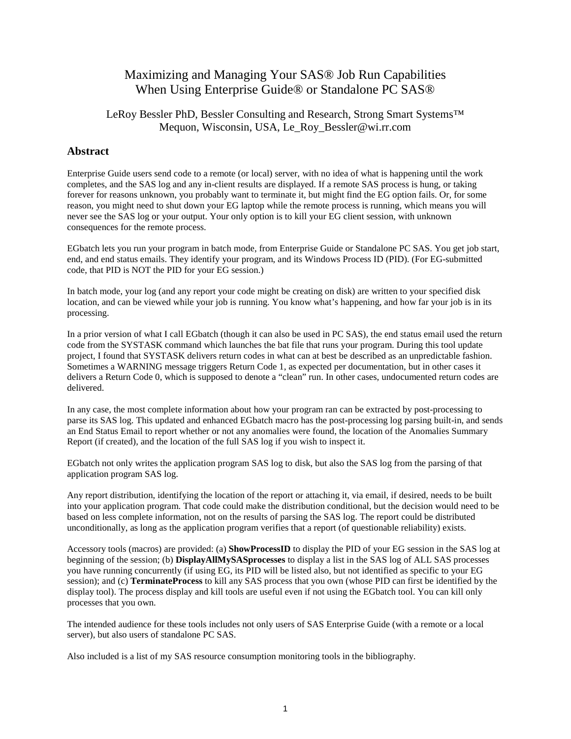# Maximizing and Managing Your SAS® Job Run Capabilities When Using Enterprise Guide® or Standalone PC SAS®

LeRoy Bessler PhD, Bessler Consulting and Research, Strong Smart Systems™
Mequon, Wisconsin, USA, Le_Roy_Bessler@wi.rr.com

## Abstract

Enterprise Guide users send code to a remote (or local) server, with no idea of what is happening until the work completes, and the SAS log and any in-client results are displayed. If a remote SAS process is hung, or taking forever for reasons unknown, you probably want to terminate it, but might find the EG option fails. Or, for some reason, you might need to shut down your EG laptop while the remote process is running, which means you will never see the SAS log or your output. Your only option is to kill your EG client session, with unknown consequences for the remote process.

EGbatch lets you run your program in batch mode, from Enterprise Guide or Standalone PC SAS. You get job start, end, and end status emails. They identify your program, and its Windows Process ID (PID). (For EG-submitted code, that PID is NOT the PID for your EG session.)

In batch mode, your log (and any report your code might be creating on disk) are written to your specified disk location, and can be viewed while your job is running. You know what's happening, and how far your job is in its processing.

In a prior version of what I call EGbatch (though it can also be used in PC SAS), the end status email used the return code from the SYSTASK command which launches the bat file that runs your program. During this tool update project, I found that SYSTASK delivers return codes in what can at best be described as an unpredictable fashion. Sometimes a WARNING message triggers Return Code 1, as expected per documentation, but in other cases it delivers a Return Code 0, which is supposed to denote a "clean" run. In other cases, undocumented return codes are delivered.

In any case, the most complete information about how your program ran can be extracted by post-processing to parse its SAS log. This updated and enhanced EGbatch macro has the post-processing log parsing built-in, and sends an End Status Email to report whether or not any anomalies were found, the location of the Anomalies Summary Report (if created), and the location of the full SAS log if you wish to inspect it.

EGbatch not only writes the application program SAS log to disk, but also the SAS log from the parsing of that application program SAS log.

Any report distribution, identifying the location of the report or attaching it, via email, if desired, needs to be built into your application program. That code could make the distribution conditional, but the decision would need to be based on less complete information, not on the results of parsing the SAS log. The report could be distributed unconditionally, as long as the application program verifies that a report (of questionable reliability) exists.

Accessory tools (macros) are provided: (a) **ShowProcessID** to display the PID of your EG session in the SAS log at beginning of the session; (b) **DisplayAllMySASprocesses** to display a list in the SAS log of ALL SAS processes you have running concurrently (if using EG, its PID will be listed also, but not identified as specific to your EG session); and (c) **TerminateProcess** to kill any SAS process that you own (whose PID can first be identified by the display tool). The process display and kill tools are useful even if not using the EGbatch tool. You can kill only processes that you own.

The intended audience for these tools includes not only users of SAS Enterprise Guide (with a remote or a local server), but also users of standalone PC SAS.

Also included is a list of my SAS resource consumption monitoring tools in the bibliography.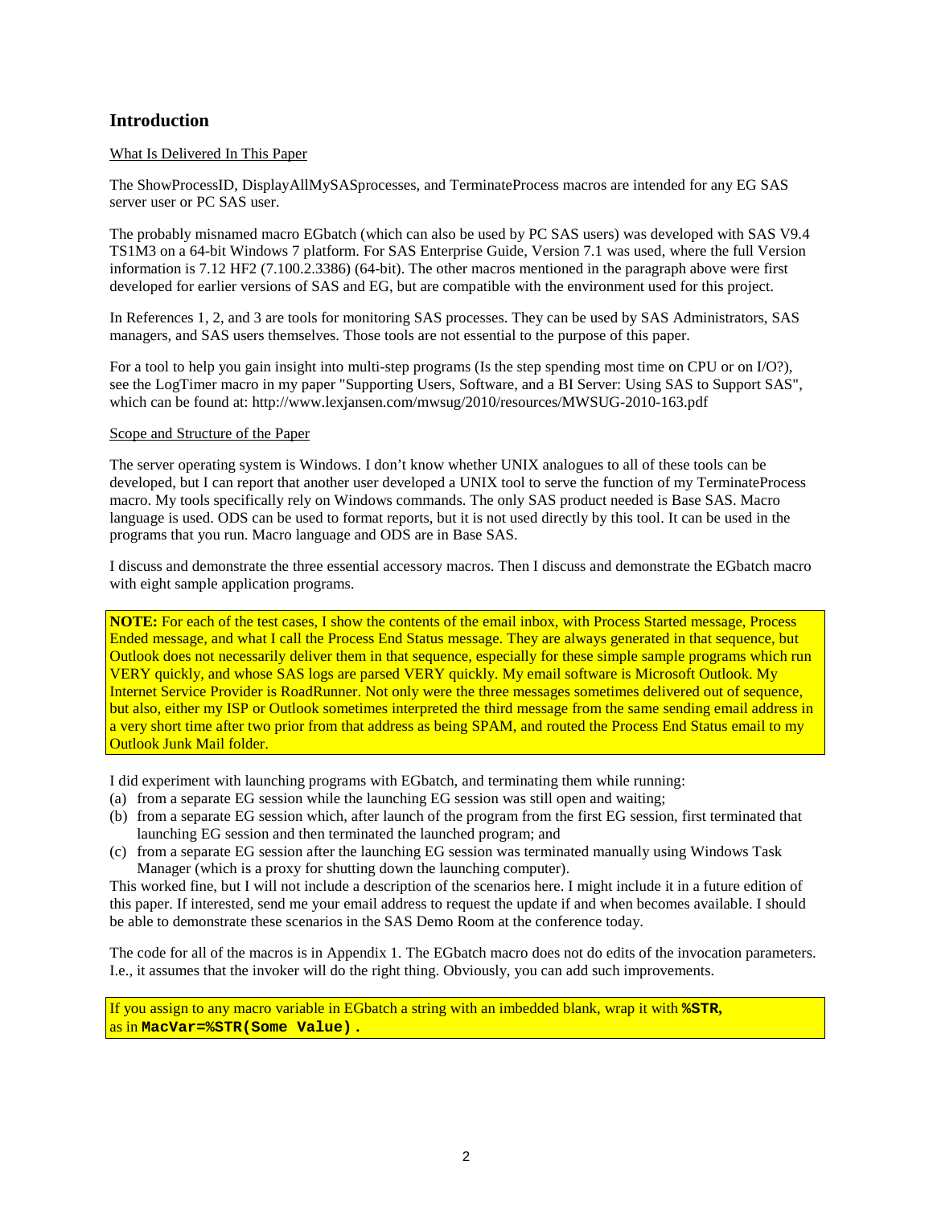## Introduction

What Is Delivered In This Paper

The ShowProcessID, DisplayAllMySASprocesses, and TerminateProcess macros are intended for any EG SAS server user or PC SAS user.

The probably misnamed macro EGbatch (which can also be used by PC SAS users) was developed with SAS V9.4 TS1M3 on a 64-bit Windows 7 platform. For SAS Enterprise Guide, Version 7.1 was used, where the full Version information is 7.12 HF2 (7.100.2.3386) (64-bit). The other macros mentioned in the paragraph above were first developed for earlier versions of SAS and EG, but are compatible with the environment used for this project.

In References 1, 2, and 3 are tools for monitoring SAS processes. They can be used by SAS Administrators, SAS managers, and SAS users themselves. Those tools are not essential to the purpose of this paper.

For a tool to help you gain insight into multi-step programs (Is the step spending most time on CPU or on I/O?), see the LogTimer macro in my paper "Supporting Users, Software, and a BI Server: Using SAS to Support SAS", which can be found at: http://www.lexjansen.com/mwsug/2010/resources/MWSUG-2010-163.pdf

Scope and Structure of the Paper

The server operating system is Windows. I don't know whether UNIX analogues to all of these tools can be developed, but I can report that another user developed a UNIX tool to serve the function of my TerminateProcess macro. My tools specifically rely on Windows commands. The only SAS product needed is Base SAS. Macro language is used. ODS can be used to format reports, but it is not used directly by this tool. It can be used in the programs that you run. Macro language and ODS are in Base SAS.

I discuss and demonstrate the three essential accessory macros. Then I discuss and demonstrate the EGbatch macro with eight sample application programs.

**NOTE:** For each of the test cases, I show the contents of the email inbox, with Process Started message, Process Ended message, and what I call the Process End Status message. They are always generated in that sequence, but Outlook does not necessarily deliver them in that sequence, especially for these simple sample programs which run VERY quickly, and whose SAS logs are parsed VERY quickly. My email software is Microsoft Outlook. My Internet Service Provider is RoadRunner. Not only were the three messages sometimes delivered out of sequence, but also, either my ISP or Outlook sometimes interpreted the third message from the same sending email address in a very short time after two prior from that address as being SPAM, and routed the Process End Status email to my Outlook Junk Mail folder.

I did experiment with launching programs with EGbatch, and terminating them while running:

(a) from a separate EG session while the launching EG session was still open and waiting;
(b) from a separate EG session which, after launch of the program from the first EG session, first terminated that launching EG session and then terminated the launched program; and
(c) from a separate EG session after the launching EG session was terminated manually using Windows Task Manager (which is a proxy for shutting down the launching computer).

This worked fine, but I will not include a description of the scenarios here. I might include it in a future edition of this paper. If interested, send me your email address to request the update if and when becomes available. I should be able to demonstrate these scenarios in the SAS Demo Room at the conference today.

The code for all of the macros is in Appendix 1. The EGbatch macro does not do edits of the invocation parameters. I.e., it assumes that the invoker will do the right thing. Obviously, you can add such improvements.

If you assign to any macro variable in EGbatch a string with an imbedded blank, wrap it with **`%STR`**, as in **`MacVar=%STR(Some Value)`**.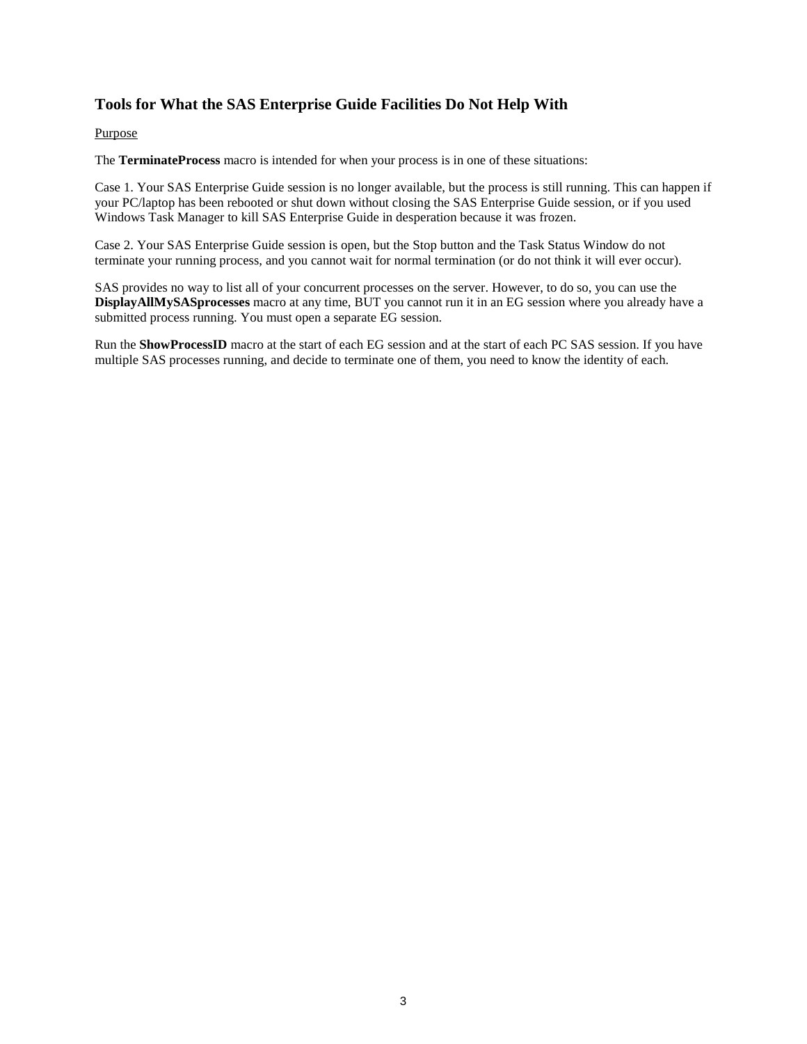## Tools for What the SAS Enterprise Guide Facilities Do Not Help With

<u>Purpose</u>

The **TerminateProcess** macro is intended for when your process is in one of these situations:

Case 1. Your SAS Enterprise Guide session is no longer available, but the process is still running. This can happen if your PC/laptop has been rebooted or shut down without closing the SAS Enterprise Guide session, or if you used Windows Task Manager to kill SAS Enterprise Guide in desperation because it was frozen.

Case 2. Your SAS Enterprise Guide session is open, but the Stop button and the Task Status Window do not terminate your running process, and you cannot wait for normal termination (or do not think it will ever occur).

SAS provides no way to list all of your concurrent processes on the server. However, to do so, you can use the **DisplayAllMySASprocesses** macro at any time, BUT you cannot run it in an EG session where you already have a submitted process running. You must open a separate EG session.

Run the **ShowProcessID** macro at the start of each EG session and at the start of each PC SAS session. If you have multiple SAS processes running, and decide to terminate one of them, you need to know the identity of each.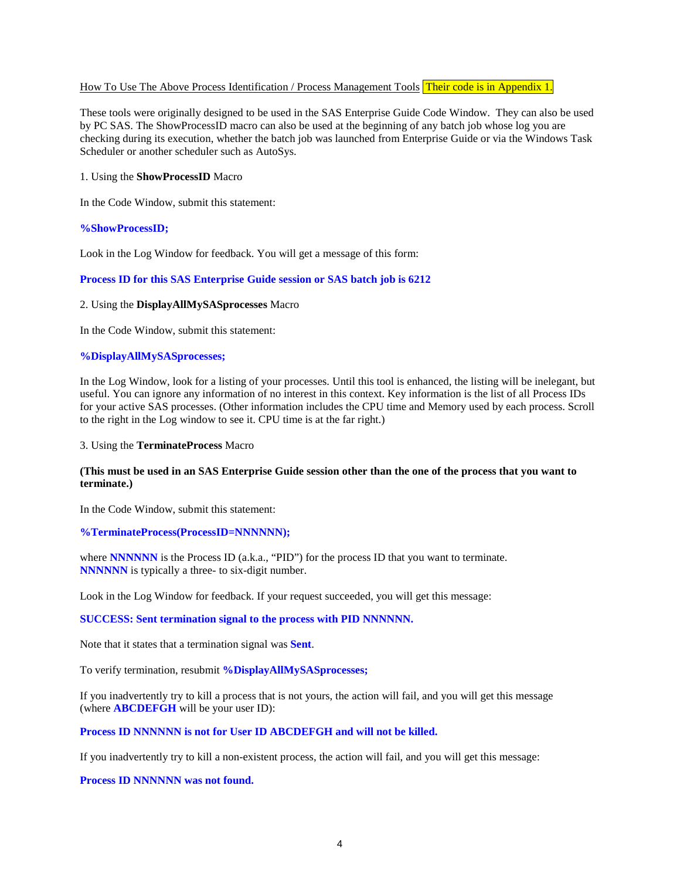How To Use The Above Process Identification / Process Management Tools Their code is in Appendix 1.

These tools were originally designed to be used in the SAS Enterprise Guide Code Window. They can also be used by PC SAS. The ShowProcessID macro can also be used at the beginning of any batch job whose log you are checking during its execution, whether the batch job was launched from Enterprise Guide or via the Windows Task Scheduler or another scheduler such as AutoSys.

1. Using the **ShowProcessID** Macro

In the Code Window, submit this statement:

**%ShowProcessID;**

Look in the Log Window for feedback. You will get a message of this form:

**Process ID for this SAS Enterprise Guide session or SAS batch job is 6212**

2. Using the **DisplayAllMySASprocesses** Macro

In the Code Window, submit this statement:

**%DisplayAllMySASprocesses;**

In the Log Window, look for a listing of your processes. Until this tool is enhanced, the listing will be inelegant, but useful. You can ignore any information of no interest in this context. Key information is the list of all Process IDs for your active SAS processes. (Other information includes the CPU time and Memory used by each process. Scroll to the right in the Log window to see it. CPU time is at the far right.)

3. Using the **TerminateProcess** Macro

**(This must be used in an SAS Enterprise Guide session other than the one of the process that you want to terminate.)**

In the Code Window, submit this statement:

**%TerminateProcess(ProcessID=NNNNNN);**

where **NNNNNN** is the Process ID (a.k.a., "PID") for the process ID that you want to terminate. **NNNNNN** is typically a three- to six-digit number.

Look in the Log Window for feedback. If your request succeeded, you will get this message:

**SUCCESS: Sent termination signal to the process with PID NNNNNN.**

Note that it states that a termination signal was **Sent**.

To verify termination, resubmit **%DisplayAllMySASprocesses;**

If you inadvertently try to kill a process that is not yours, the action will fail, and you will get this message (where **ABCDEFGH** will be your user ID):

**Process ID NNNNNN is not for User ID ABCDEFGH and will not be killed.**

If you inadvertently try to kill a non-existent process, the action will fail, and you will get this message:

**Process ID NNNNNN was not found.**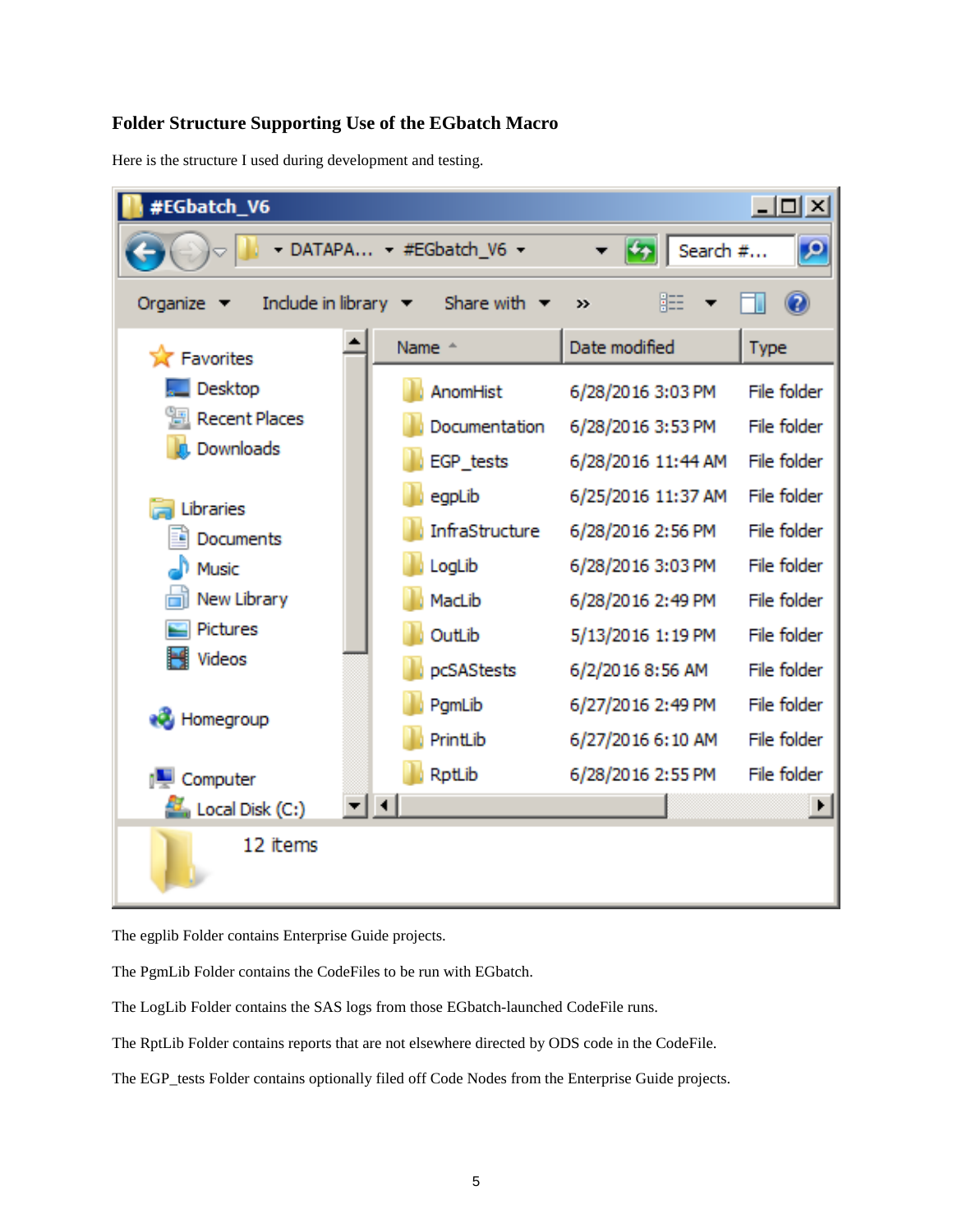## Folder Structure Supporting Use of the EGbatch Macro

Here is the structure I used during development and testing.

| Name | Date modified | Type |
|---|---|---|
| AnomHist | 6/28/2016 3:03 PM | File folder |
| Documentation | 6/28/2016 3:53 PM | File folder |
| EGP_tests | 6/28/2016 11:44 AM | File folder |
| egpLib | 6/25/2016 11:37 AM | File folder |
| InfraStructure | 6/28/2016 2:56 PM | File folder |
| LogLib | 6/28/2016 3:03 PM | File folder |
| MacLib | 6/28/2016 2:49 PM | File folder |
| OutLib | 5/13/2016 1:19 PM | File folder |
| pcSAStests | 6/2/2016 8:56 AM | File folder |
| PgmLib | 6/27/2016 2:49 PM | File folder |
| PrintLib | 6/27/2016 6:10 AM | File folder |
| RptLib | 6/28/2016 2:55 PM | File folder |

12 items

The egplib Folder contains Enterprise Guide projects.

The PgmLib Folder contains the CodeFiles to be run with EGbatch.

The LogLib Folder contains the SAS logs from those EGbatch-launched CodeFile runs.

The RptLib Folder contains reports that are not elsewhere directed by ODS code in the CodeFile.

The EGP_tests Folder contains optionally filed off Code Nodes from the Enterprise Guide projects.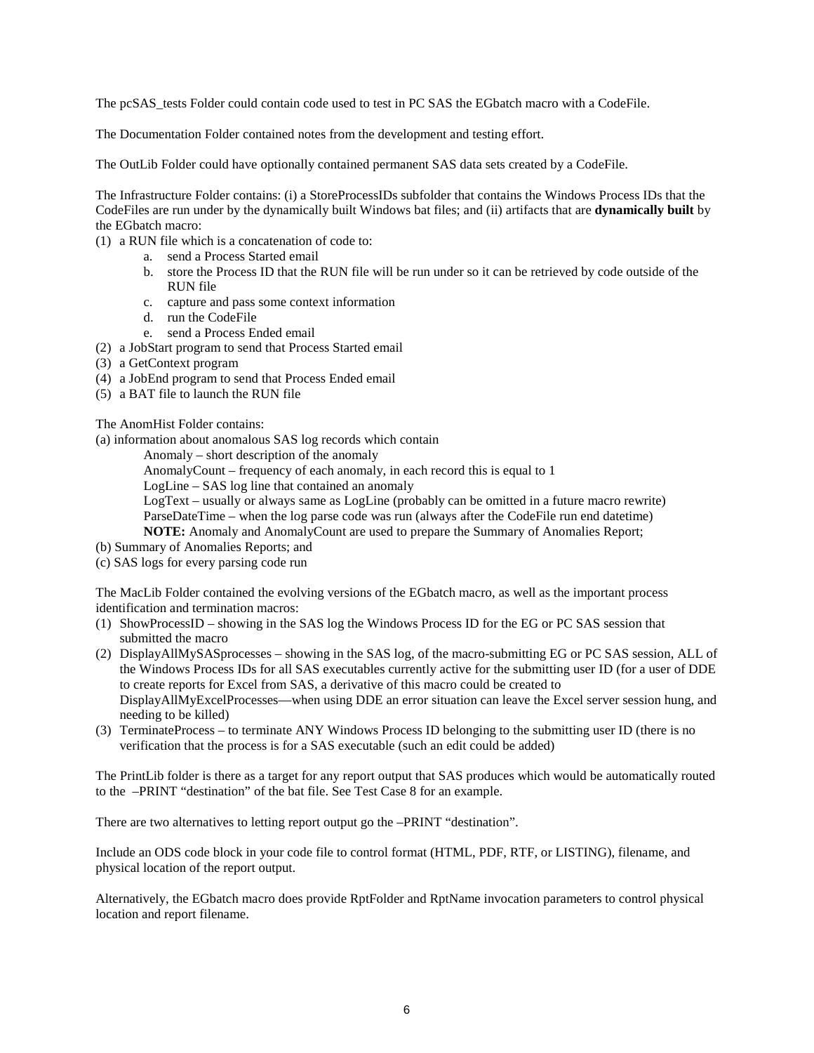The pcSAS_tests Folder could contain code used to test in PC SAS the EGbatch macro with a CodeFile.

The Documentation Folder contained notes from the development and testing effort.

The OutLib Folder could have optionally contained permanent SAS data sets created by a CodeFile.

The Infrastructure Folder contains: (i) a StoreProcessIDs subfolder that contains the Windows Process IDs that the CodeFiles are run under by the dynamically built Windows bat files; and (ii) artifacts that are **dynamically built** by the EGbatch macro:

(1) a RUN file which is a concatenation of code to:
    a. send a Process Started email
    b. store the Process ID that the RUN file will be run under so it can be retrieved by code outside of the RUN file
    c. capture and pass some context information
    d. run the CodeFile
    e. send a Process Ended email
(2) a JobStart program to send that Process Started email
(3) a GetContext program
(4) a JobEnd program to send that Process Ended email
(5) a BAT file to launch the RUN file

The AnomHist Folder contains:

(a) information about anomalous SAS log records which contain

    Anomaly – short description of the anomaly
    AnomalyCount – frequency of each anomaly, in each record this is equal to 1
    LogLine – SAS log line that contained an anomaly
    LogText – usually or always same as LogLine (probably can be omitted in a future macro rewrite)
    ParseDateTime – when the log parse code was run (always after the CodeFile run end datetime)
    **NOTE:** Anomaly and AnomalyCount are used to prepare the Summary of Anomalies Report;

(b) Summary of Anomalies Reports; and
(c) SAS logs for every parsing code run

The MacLib Folder contained the evolving versions of the EGbatch macro, as well as the important process identification and termination macros:

(1) ShowProcessID – showing in the SAS log the Windows Process ID for the EG or PC SAS session that submitted the macro
(2) DisplayAllMySASprocesses – showing in the SAS log, of the macro-submitting EG or PC SAS session, ALL of the Windows Process IDs for all SAS executables currently active for the submitting user ID (for a user of DDE to create reports for Excel from SAS, a derivative of this macro could be created to DisplayAllMyExcelProcesses—when using DDE an error situation can leave the Excel server session hung, and needing to be killed)
(3) TerminateProcess – to terminate ANY Windows Process ID belonging to the submitting user ID (there is no verification that the process is for a SAS executable (such an edit could be added)

The PrintLib folder is there as a target for any report output that SAS produces which would be automatically routed to the –PRINT "destination" of the bat file. See Test Case 8 for an example.

There are two alternatives to letting report output go the –PRINT "destination".

Include an ODS code block in your code file to control format (HTML, PDF, RTF, or LISTING), filename, and physical location of the report output.

Alternatively, the EGbatch macro does provide RptFolder and RptName invocation parameters to control physical location and report filename.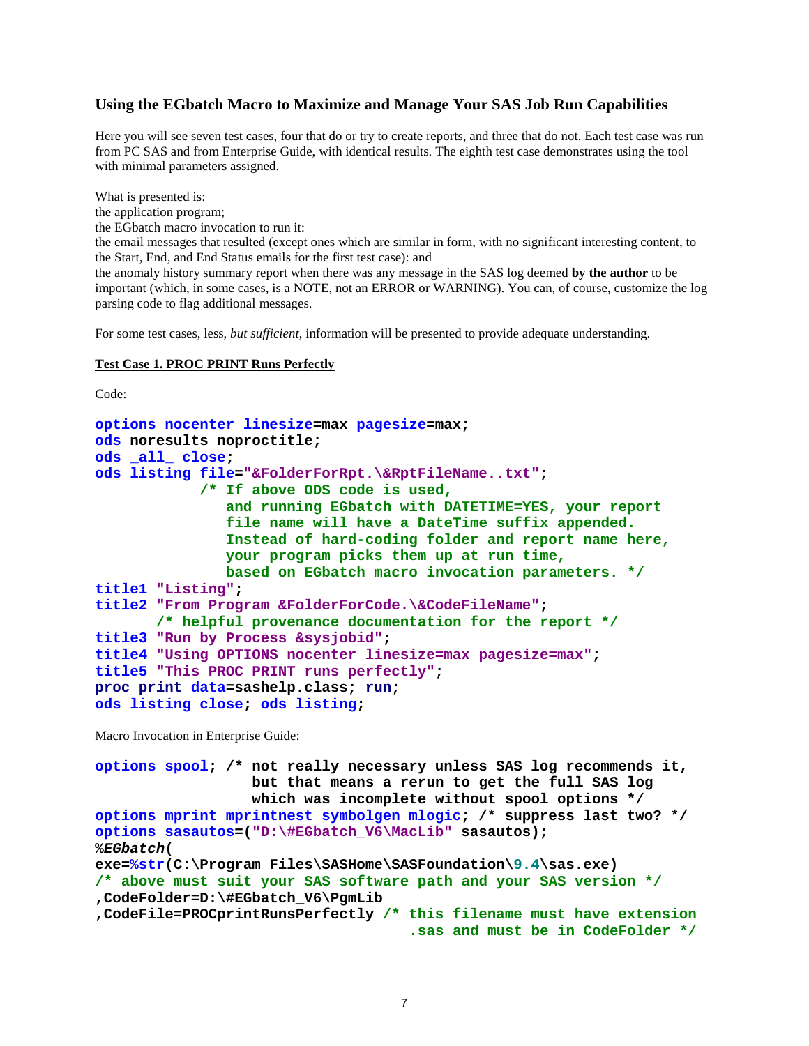### Using the EGbatch Macro to Maximize and Manage Your SAS Job Run Capabilities

Here you will see seven test cases, four that do or try to create reports, and three that do not. Each test case was run from PC SAS and from Enterprise Guide, with identical results. The eighth test case demonstrates using the tool with minimal parameters assigned.

What is presented is:
the application program;
the EGbatch macro invocation to run it:
the email messages that resulted (except ones which are similar in form, with no significant interesting content, to the Start, End, and End Status emails for the first test case): and
the anomaly history summary report when there was any message in the SAS log deemed **by the author** to be important (which, in some cases, is a NOTE, not an ERROR or WARNING). You can, of course, customize the log parsing code to flag additional messages.

For some test cases, less, *but sufficient*, information will be presented to provide adequate understanding.

**Test Case 1. PROC PRINT Runs Perfectly**

Code:

```
options nocenter linesize=max pagesize=max;
ods noresults noproctitle;
ods _all_ close;
ods listing file="&FolderForRpt.\&RptFileName..txt";
            /* If above ODS code is used,
               and running EGbatch with DATETIME=YES, your report
               file name will have a DateTime suffix appended.
               Instead of hard-coding folder and report name here,
               your program picks them up at run time,
               based on EGbatch macro invocation parameters. */
title1 "Listing";
title2 "From Program &FolderForCode.\&CodeFileName";
       /* helpful provenance documentation for the report */
title3 "Run by Process &sysjobid";
title4 "Using OPTIONS nocenter linesize=max pagesize=max";
title5 "This PROC PRINT runs perfectly";
proc print data=sashelp.class; run;
ods listing close; ods listing;
```

Macro Invocation in Enterprise Guide:

```
options spool; /* not really necessary unless SAS log recommends it,
                  but that means a rerun to get the full SAS log
                  which was incomplete without spool options */
options mprint mprintnest symbolgen mlogic; /* suppress last two? */
options sasautos=("D:\#EGbatch_V6\MacLib" sasautos);
%EGbatch(
exe=%str(C:\Program Files\SASHome\SASFoundation\9.4\sas.exe)
/* above must suit your SAS software path and your SAS version */
,CodeFolder=D:\#EGbatch_V6\PgmLib
,CodeFile=PROCprintRunsPerfectly /* this filename must have extension
                                    .sas and must be in CodeFolder */
```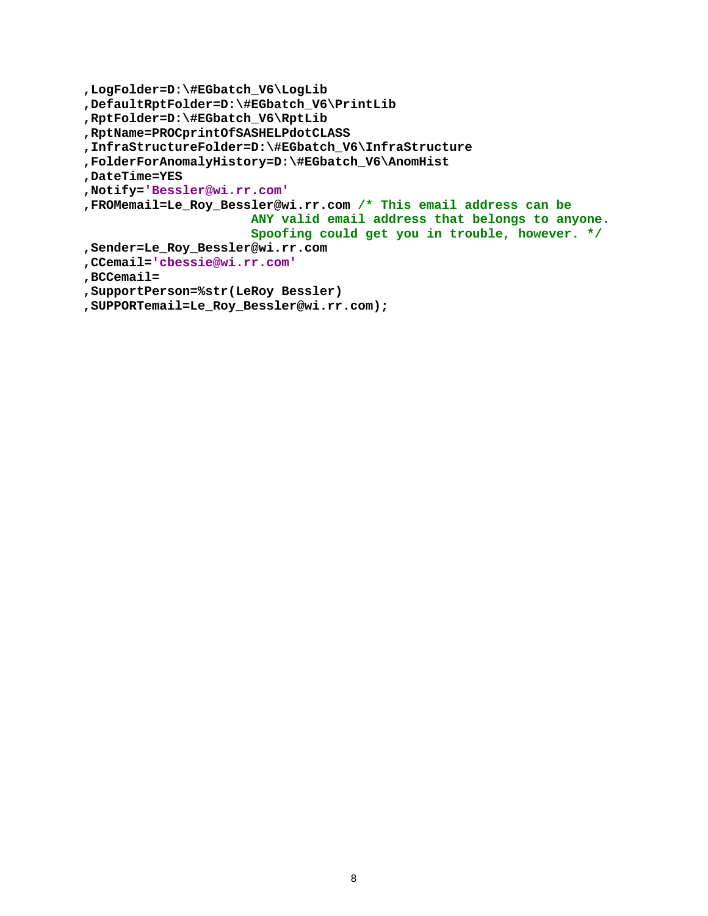```
,LogFolder=D:\#EGbatch_V6\LogLib
,DefaultRptFolder=D:\#EGbatch_V6\PrintLib
,RptFolder=D:\#EGbatch_V6\RptLib
,RptName=PROCprintOfSASHELPdotCLASS
,InfraStructureFolder=D:\#EGbatch_V6\InfraStructure
,FolderForAnomalyHistory=D:\#EGbatch_V6\AnomHist
,DateTime=YES
,Notify='Bessler@wi.rr.com'
,FROMemail=Le_Roy_Bessler@wi.rr.com /* This email address can be
                       ANY valid email address that belongs to anyone.
                       Spoofing could get you in trouble, however. */
,Sender=Le_Roy_Bessler@wi.rr.com
,CCemail='cbessie@wi.rr.com'
,BCCemail=
,SupportPerson=%str(LeRoy Bessler)
,SUPPORTemail=Le_Roy_Bessler@wi.rr.com);
```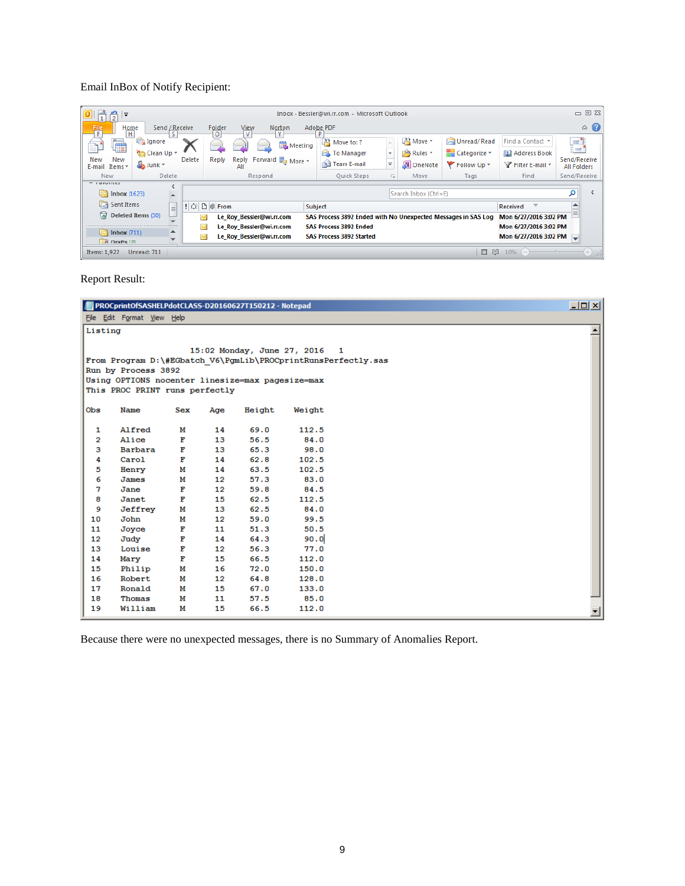Email InBox of Notify Recipient:

| From | Subject | Received |
|---|---|---|
| Le_Roy_Bessler@wi.rr.com | SAS Process 3892 Ended with No Unexpected Messages in SAS Log | Mon 6/27/2016 3:02 PM |
| Le_Roy_Bessler@wi.rr.com | SAS Process 3892 Ended | Mon 6/27/2016 3:02 PM |
| Le_Roy_Bessler@wi.rr.com | SAS Process 3892 Started | Mon 6/27/2016 3:02 PM |

Report Result:

```
Listing

                        15:02 Monday, June 27, 2016   1
From Program D:\#EGbatch_V6\PgmLib\PROCprintRunsPerfectly.sas
Run by Process 3892
Using OPTIONS nocenter linesize=max pagesize=max
This PROC PRINT runs perfectly

Obs    Name      Sex    Age    Height    Weight

  1    Alfred     M      14     69.0      112.5
  2    Alice      F      13     56.5       84.0
  3    Barbara    F      13     65.3       98.0
  4    Carol      F      14     62.8      102.5
  5    Henry      M      14     63.5      102.5
  6    James      M      12     57.3       83.0
  7    Jane       F      12     59.8       84.5
  8    Janet      F      15     62.5      112.5
  9    Jeffrey    M      13     62.5       84.0
 10    John       M      12     59.0       99.5
 11    Joyce      F      11     51.3       50.5
 12    Judy       F      14     64.3       90.0
 13    Louise     F      12     56.3       77.0
 14    Mary       F      15     66.5      112.0
 15    Philip     M      16     72.0      150.0
 16    Robert     M      12     64.8      128.0
 17    Ronald     M      15     67.0      133.0
 18    Thomas     M      11     57.5       85.0
 19    William    M      15     66.5      112.0
```

Because there were no unexpected messages, there is no Summary of Anomalies Report.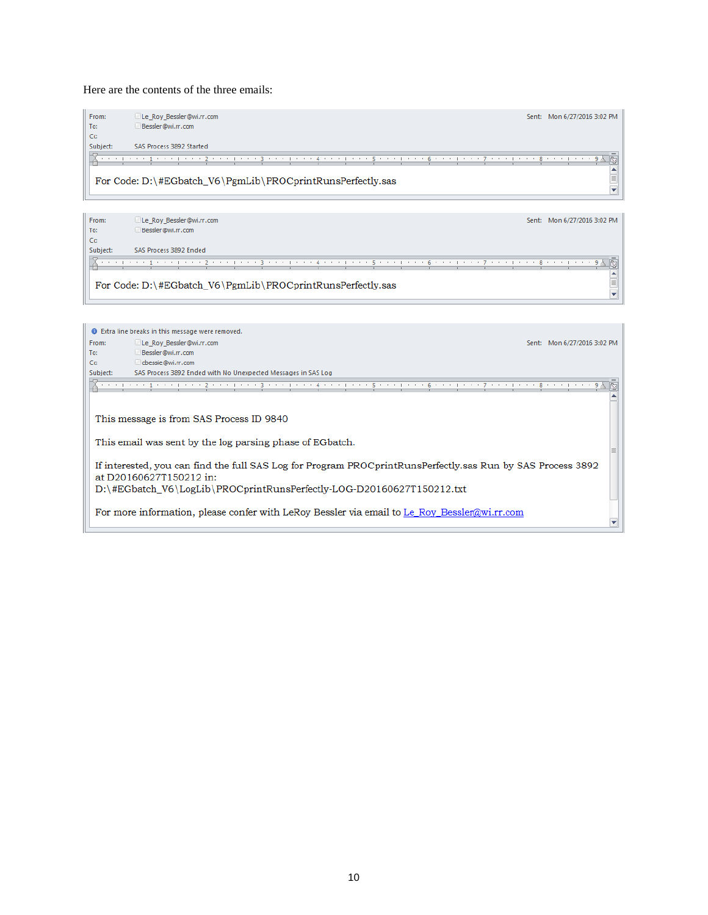Here are the contents of the three emails:

From: Le_Roy_Bessler@wi.rr.com
To: Bessler@wi.rr.com
Cc:
Subject: SAS Process 3892 Started
Sent: Mon 6/27/2016 3:02 PM

For Code: D:\#EGbatch_V6\PgmLib\PROCprintRunsPerfectly.sas

---

From: Le_Roy_Bessler@wi.rr.com
To: Bessler@wi.rr.com
Cc:
Subject: SAS Process 3892 Ended
Sent: Mon 6/27/2016 3:02 PM

For Code: D:\#EGbatch_V6\PgmLib\PROCprintRunsPerfectly.sas

---

Extra line breaks in this message were removed.

From: Le_Roy_Bessler@wi.rr.com
To: Bessler@wi.rr.com
Cc: cbessie@wi.rr.com
Subject: SAS Process 3892 Ended with No Unexpected Messages in SAS Log
Sent: Mon 6/27/2016 3:02 PM

This message is from SAS Process ID 9840

This email was sent by the log parsing phase of EGbatch.

If interested, you can find the full SAS Log for Program PROCprintRunsPerfectly.sas Run by SAS Process 3892 at D20160627T150212 in:
D:\#EGbatch_V6\LogLib\PROCprintRunsPerfectly-LOG-D20160627T150212.txt

For more information, please confer with LeRoy Bessler via email to Le_Roy_Bessler@wi.rr.com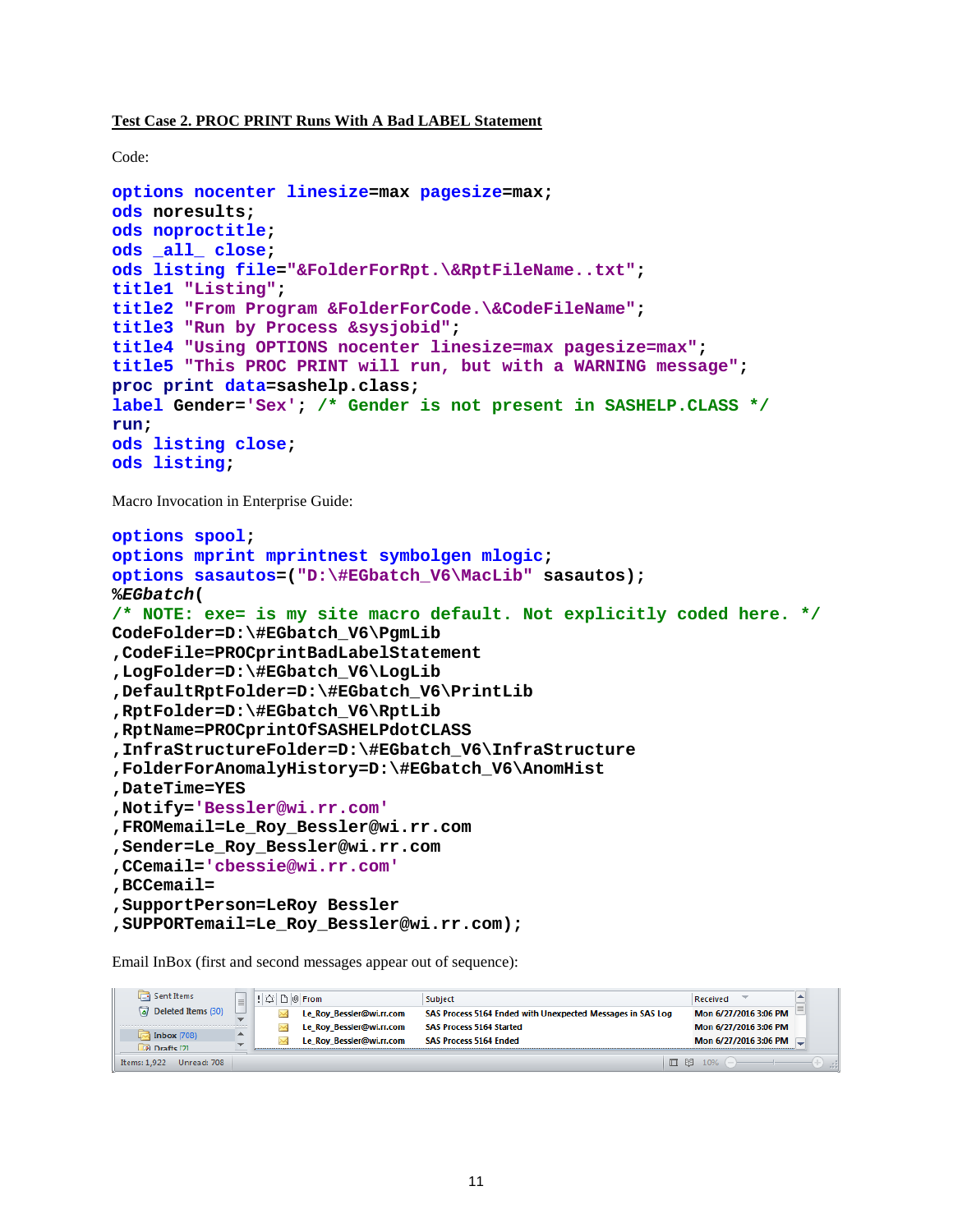**Test Case 2. PROC PRINT Runs With A Bad LABEL Statement**

Code:

```
options nocenter linesize=max pagesize=max;
ods noresults;
ods noproctitle;
ods _all_ close;
ods listing file="&FolderForRpt.\&RptFileName..txt";
title1 "Listing";
title2 "From Program &FolderForCode.\&CodeFileName";
title3 "Run by Process &sysjobid";
title4 "Using OPTIONS nocenter linesize=max pagesize=max";
title5 "This PROC PRINT will run, but with a WARNING message";
proc print data=sashelp.class;
label Gender='Sex'; /* Gender is not present in SASHELP.CLASS */
run;
ods listing close;
ods listing;
```

Macro Invocation in Enterprise Guide:

```
options spool;
options mprint mprintnest symbolgen mlogic;
options sasautos=("D:\#EGbatch_V6\MacLib" sasautos);
%EGbatch(
/* NOTE: exe= is my site macro default. Not explicitly coded here. */
CodeFolder=D:\#EGbatch_V6\PgmLib
,CodeFile=PROCprintBadLabelStatement
,LogFolder=D:\#EGbatch_V6\LogLib
,DefaultRptFolder=D:\#EGbatch_V6\PrintLib
,RptFolder=D:\#EGbatch_V6\RptLib
,RptName=PROCprintOfSASHELPdotCLASS
,InfraStructureFolder=D:\#EGbatch_V6\InfraStructure
,FolderForAnomalyHistory=D:\#EGbatch_V6\AnomHist
,DateTime=YES
,Notify='Bessler@wi.rr.com'
,FROMemail=Le_Roy_Bessler@wi.rr.com
,Sender=Le_Roy_Bessler@wi.rr.com
,CCemail='cbessie@wi.rr.com'
,BCCemail=
,SupportPerson=LeRoy Bessler
,SUPPORTemail=Le_Roy_Bessler@wi.rr.com);
```

Email InBox (first and second messages appear out of sequence):

| From | Subject | Received |
|---|---|---|
| Le_Roy_Bessler@wi.rr.com | SAS Process 5164 Ended with Unexpected Messages in SAS Log | Mon 6/27/2016 3:06 PM |
| Le_Roy_Bessler@wi.rr.com | SAS Process 5164 Started | Mon 6/27/2016 3:06 PM |
| Le_Roy_Bessler@wi.rr.com | SAS Process 5164 Ended | Mon 6/27/2016 3:06 PM |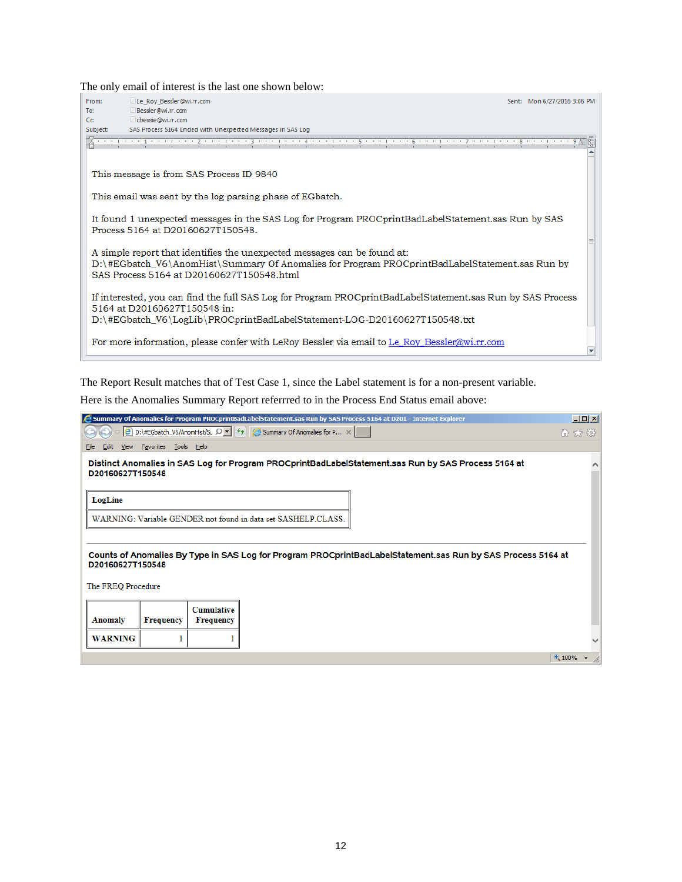The only email of interest is the last one shown below:

From: Le_Roy_Bessler@wi.rr.com
To: Bessler@wi.rr.com
Cc: cbessie@wi.rr.com
Subject: SAS Process 5164 Ended with Unexpected Messages in SAS Log
Sent: Mon 6/27/2016 3:06 PM

This message is from SAS Process ID 9840

This email was sent by the log parsing phase of EGbatch.

It found 1 unexpected messages in the SAS Log for Program PROCprintBadLabelStatement.sas Run by SAS Process 5164 at D20160627T150548.

A simple report that identifies the unexpected messages can be found at:
D:\#EGbatch_V6\AnomHist\Summary Of Anomalies for Program PROCprintBadLabelStatement.sas Run by SAS Process 5164 at D20160627T150548.html

If interested, you can find the full SAS Log for Program PROCprintBadLabelStatement.sas Run by SAS Process 5164 at D20160627T150548 in:
D:\#EGbatch_V6\LogLib\PROCprintBadLabelStatement-LOG-D20160627T150548.txt

For more information, please confer with LeRoy Bessler via email to Le_Roy_Bessler@wi.rr.com

The Report Result matches that of Test Case 1, since the Label statement is for a non-present variable.

Here is the Anomalies Summary Report referrred to in the Process End Status email above:

Summary Of Anomalies for Program PROCprintBadLabelStatement.sas Run by SAS Process 5164 at D201 - Internet Explorer

**Distinct Anomalies in SAS Log for Program PROCprintBadLabelStatement.sas Run by SAS Process 5164 at D20160627T150548**

| LogLine |
|---|
| WARNING: Variable GENDER not found in data set SASHELP.CLASS. |

**Counts of Anomalies By Type in SAS Log for Program PROCprintBadLabelStatement.sas Run by SAS Process 5164 at D20160627T150548**

The FREQ Procedure

| Anomaly | Frequency | Cumulative Frequency |
|---|---|---|
| WARNING | 1 | 1 |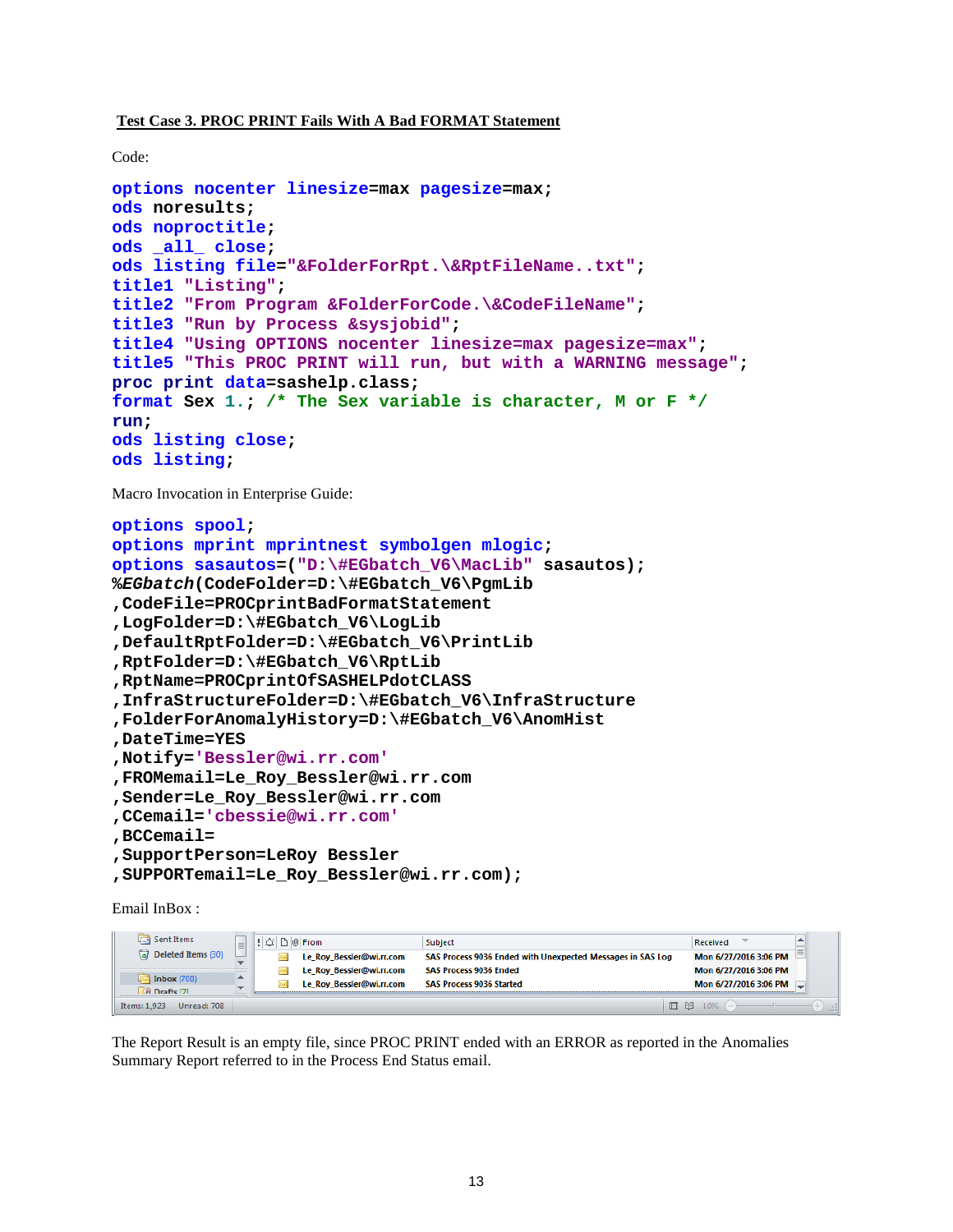**Test Case 3. PROC PRINT Fails With A Bad FORMAT Statement**

Code:

```
options nocenter linesize=max pagesize=max;
ods noresults;
ods noproctitle;
ods _all_ close;
ods listing file="&FolderForRpt.\&RptFileName..txt";
title1 "Listing";
title2 "From Program &FolderForCode.\&CodeFileName";
title3 "Run by Process &sysjobid";
title4 "Using OPTIONS nocenter linesize=max pagesize=max";
title5 "This PROC PRINT will run, but with a WARNING message";
proc print data=sashelp.class;
format Sex 1.; /* The Sex variable is character, M or F */
run;
ods listing close;
ods listing;
```

Macro Invocation in Enterprise Guide:

```
options spool;
options mprint mprintnest symbolgen mlogic;
options sasautos=("D:\#EGbatch_V6\MacLib" sasautos);
%EGbatch(CodeFolder=D:\#EGbatch_V6\PgmLib
,CodeFile=PROCprintBadFormatStatement
,LogFolder=D:\#EGbatch_V6\LogLib
,DefaultRptFolder=D:\#EGbatch_V6\PrintLib
,RptFolder=D:\#EGbatch_V6\RptLib
,RptName=PROCprintOfSASHELPdotCLASS
,InfraStructureFolder=D:\#EGbatch_V6\InfraStructure
,FolderForAnomalyHistory=D:\#EGbatch_V6\AnomHist
,DateTime=YES
,Notify='Bessler@wi.rr.com'
,FROMemail=Le_Roy_Bessler@wi.rr.com
,Sender=Le_Roy_Bessler@wi.rr.com
,CCemail='cbessie@wi.rr.com'
,BCCemail=
,SupportPerson=LeRoy Bessler
,SUPPORTemail=Le_Roy_Bessler@wi.rr.com);
```

Email InBox :

| From | Subject | Received |
|---|---|---|
| Le_Roy_Bessler@wi.rr.com | SAS Process 9036 Ended with Unexpected Messages in SAS Log | Mon 6/27/2016 3:06 PM |
| Le_Roy_Bessler@wi.rr.com | SAS Process 9036 Ended | Mon 6/27/2016 3:06 PM |
| Le_Roy_Bessler@wi.rr.com | SAS Process 9036 Started | Mon 6/27/2016 3:06 PM |

The Report Result is an empty file, since PROC PRINT ended with an ERROR as reported in the Anomalies Summary Report referred to in the Process End Status email.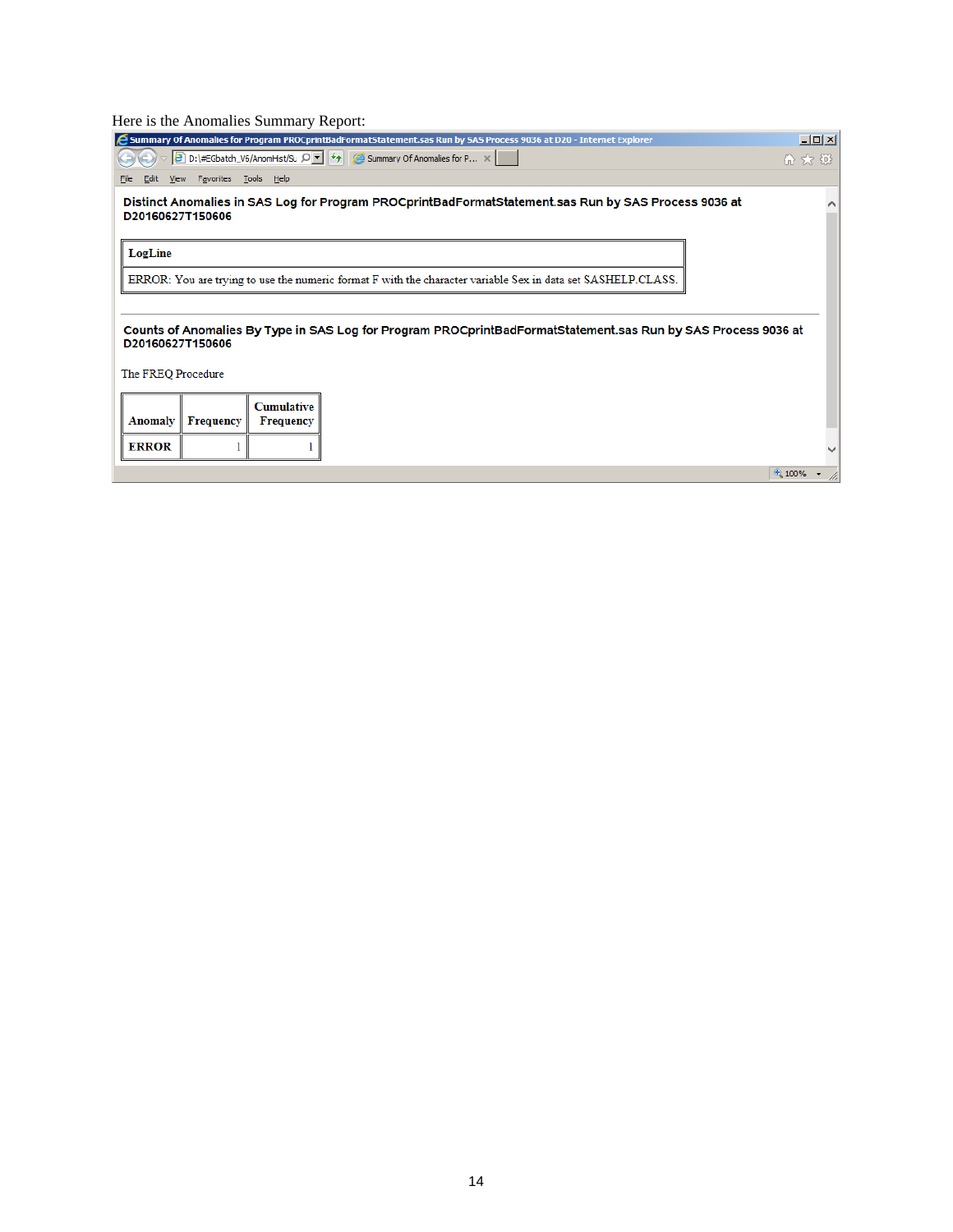Here is the Anomalies Summary Report:

Summary Of Anomalies for Program PROCprintBadFormatStatement.sas Run by SAS Process 9036 at D20 - Internet Explorer

D:\#EGbatch_V6/AnomHist/S.

Summary Of Anomalies for P...

File Edit View Favorites Tools Help

**Distinct Anomalies in SAS Log for Program PROCprintBadFormatStatement.sas Run by SAS Process 9036 at D20160627T150606**

| LogLine |
| --- |
| ERROR: You are trying to use the numeric format F with the character variable Sex in data set SASHELP.CLASS. |

**Counts of Anomalies By Type in SAS Log for Program PROCprintBadFormatStatement.sas Run by SAS Process 9036 at D20160627T150606**

The FREQ Procedure

| Anomaly | Frequency | Cumulative Frequency |
| --- | --- | --- |
| ERROR | 1 | 1 |

100%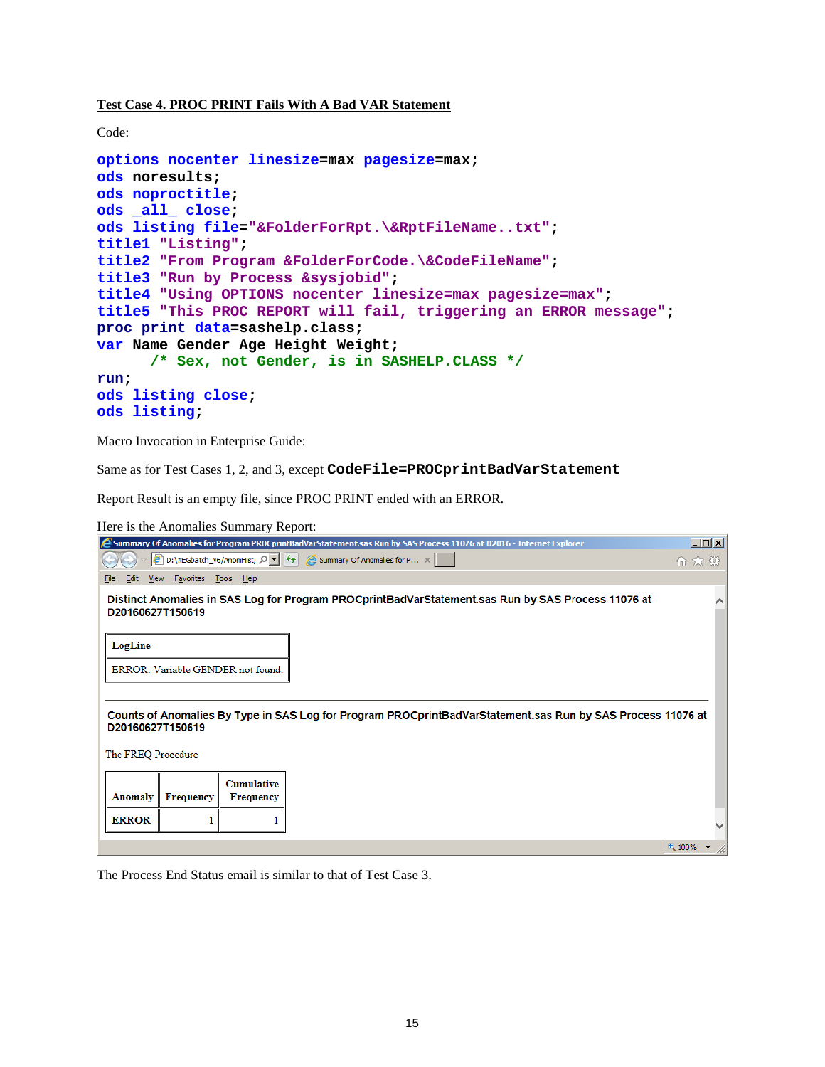**Test Case 4. PROC PRINT Fails With A Bad VAR Statement**

Code:

```
options nocenter linesize=max pagesize=max;
ods noresults;
ods noproctitle;
ods _all_ close;
ods listing file="&FolderForRpt.\&RptFileName..txt";
title1 "Listing";
title2 "From Program &FolderForCode.\&CodeFileName";
title3 "Run by Process &sysjobid";
title4 "Using OPTIONS nocenter linesize=max pagesize=max";
title5 "This PROC REPORT will fail, triggering an ERROR message";
proc print data=sashelp.class;
var Name Gender Age Height Weight;
      /* Sex, not Gender, is in SASHELP.CLASS */
run;
ods listing close;
ods listing;
```

Macro Invocation in Enterprise Guide:

Same as for Test Cases 1, 2, and 3, except `CodeFile=PROCprintBadVarStatement`

Report Result is an empty file, since PROC PRINT ended with an ERROR.

Here is the Anomalies Summary Report:

Summary Of Anomalies for Program PROCprintBadVarStatement.sas Run by SAS Process 11076 at D2016 - Internet Explorer

Distinct Anomalies in SAS Log for Program PROCprintBadVarStatement.sas Run by SAS Process 11076 at D20160627T150619

| LogLine |
|---|
| ERROR: Variable GENDER not found. |

Counts of Anomalies By Type in SAS Log for Program PROCprintBadVarStatement.sas Run by SAS Process 11076 at D20160627T150619

The FREQ Procedure

| Anomaly | Frequency | Cumulative Frequency |
|---|---|---|
| ERROR | 1 | 1 |

The Process End Status email is similar to that of Test Case 3.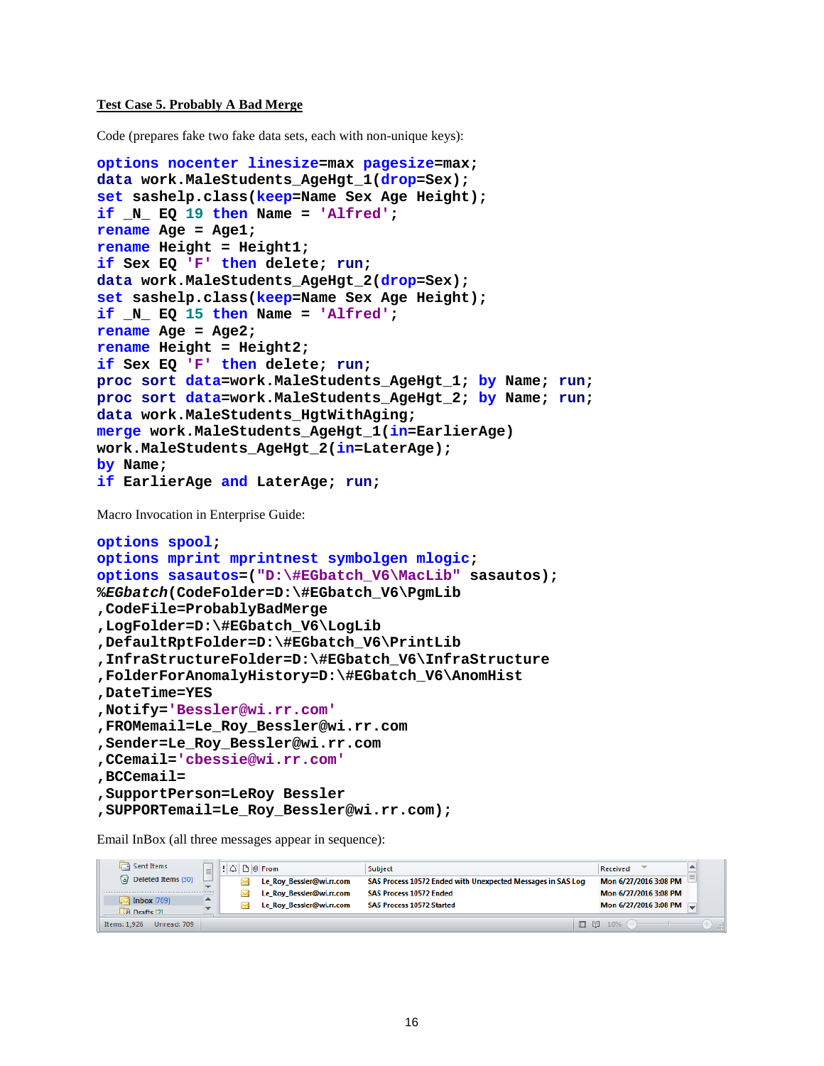**Test Case 5. Probably A Bad Merge**

Code (prepares fake two fake data sets, each with non-unique keys):

```
options nocenter linesize=max pagesize=max;
data work.MaleStudents_AgeHgt_1(drop=Sex);
set sashelp.class(keep=Name Sex Age Height);
if _N_ EQ 19 then Name = 'Alfred';
rename Age = Age1;
rename Height = Height1;
if Sex EQ 'F' then delete; run;
data work.MaleStudents_AgeHgt_2(drop=Sex);
set sashelp.class(keep=Name Sex Age Height);
if _N_ EQ 15 then Name = 'Alfred';
rename Age = Age2;
rename Height = Height2;
if Sex EQ 'F' then delete; run;
proc sort data=work.MaleStudents_AgeHgt_1; by Name; run;
proc sort data=work.MaleStudents_AgeHgt_2; by Name; run;
data work.MaleStudents_HgtWithAging;
merge work.MaleStudents_AgeHgt_1(in=EarlierAge)
work.MaleStudents_AgeHgt_2(in=LaterAge);
by Name;
if EarlierAge and LaterAge; run;
```

Macro Invocation in Enterprise Guide:

```
options spool;
options mprint mprintnest symbolgen mlogic;
options sasautos=("D:\#EGbatch_V6\MacLib" sasautos);
%EGbatch(CodeFolder=D:\#EGbatch_V6\PgmLib
,CodeFile=ProbablyBadMerge
,LogFolder=D:\#EGbatch_V6\LogLib
,DefaultRptFolder=D:\#EGbatch_V6\PrintLib
,InfraStructureFolder=D:\#EGbatch_V6\InfraStructure
,FolderForAnomalyHistory=D:\#EGbatch_V6\AnomHist
,DateTime=YES
,Notify='Bessler@wi.rr.com'
,FROMemail=Le_Roy_Bessler@wi.rr.com
,Sender=Le_Roy_Bessler@wi.rr.com
,CCemail='cbessie@wi.rr.com'
,BCCemail=
,SupportPerson=LeRoy Bessler
,SUPPORTemail=Le_Roy_Bessler@wi.rr.com);
```

Email InBox (all three messages appear in sequence):

| From | Subject | Received |
|---|---|---|
| Le_Roy_Bessler@wi.rr.com | SAS Process 10572 Ended with Unexpected Messages in SAS Log | Mon 6/27/2016 3:08 PM |
| Le_Roy_Bessler@wi.rr.com | SAS Process 10572 Ended | Mon 6/27/2016 3:08 PM |
| Le_Roy_Bessler@wi.rr.com | SAS Process 10572 Started | Mon 6/27/2016 3:08 PM |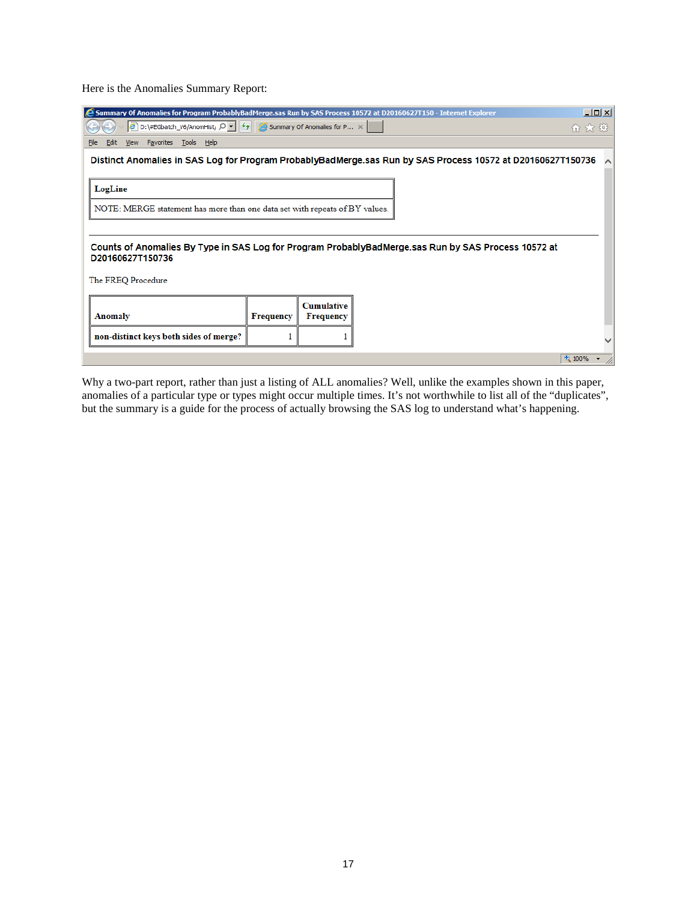Here is the Anomalies Summary Report:

Summary Of Anomalies for Program ProbablyBadMerge.sas Run by SAS Process 10572 at D20160627T150 - Internet Explorer

**Distinct Anomalies in SAS Log for Program ProbablyBadMerge.sas Run by SAS Process 10572 at D20160627T150736**

| LogLine |
| --- |
| NOTE: MERGE statement has more than one data set with repeats of BY values. |

**Counts of Anomalies By Type in SAS Log for Program ProbablyBadMerge.sas Run by SAS Process 10572 at D20160627T150736**

The FREQ Procedure

| Anomaly | Frequency | Cumulative Frequency |
| --- | --- | --- |
| non-distinct keys both sides of merge? | 1 | 1 |

Why a two-part report, rather than just a listing of ALL anomalies? Well, unlike the examples shown in this paper, anomalies of a particular type or types might occur multiple times. It's not worthwhile to list all of the "duplicates", but the summary is a guide for the process of actually browsing the SAS log to understand what's happening.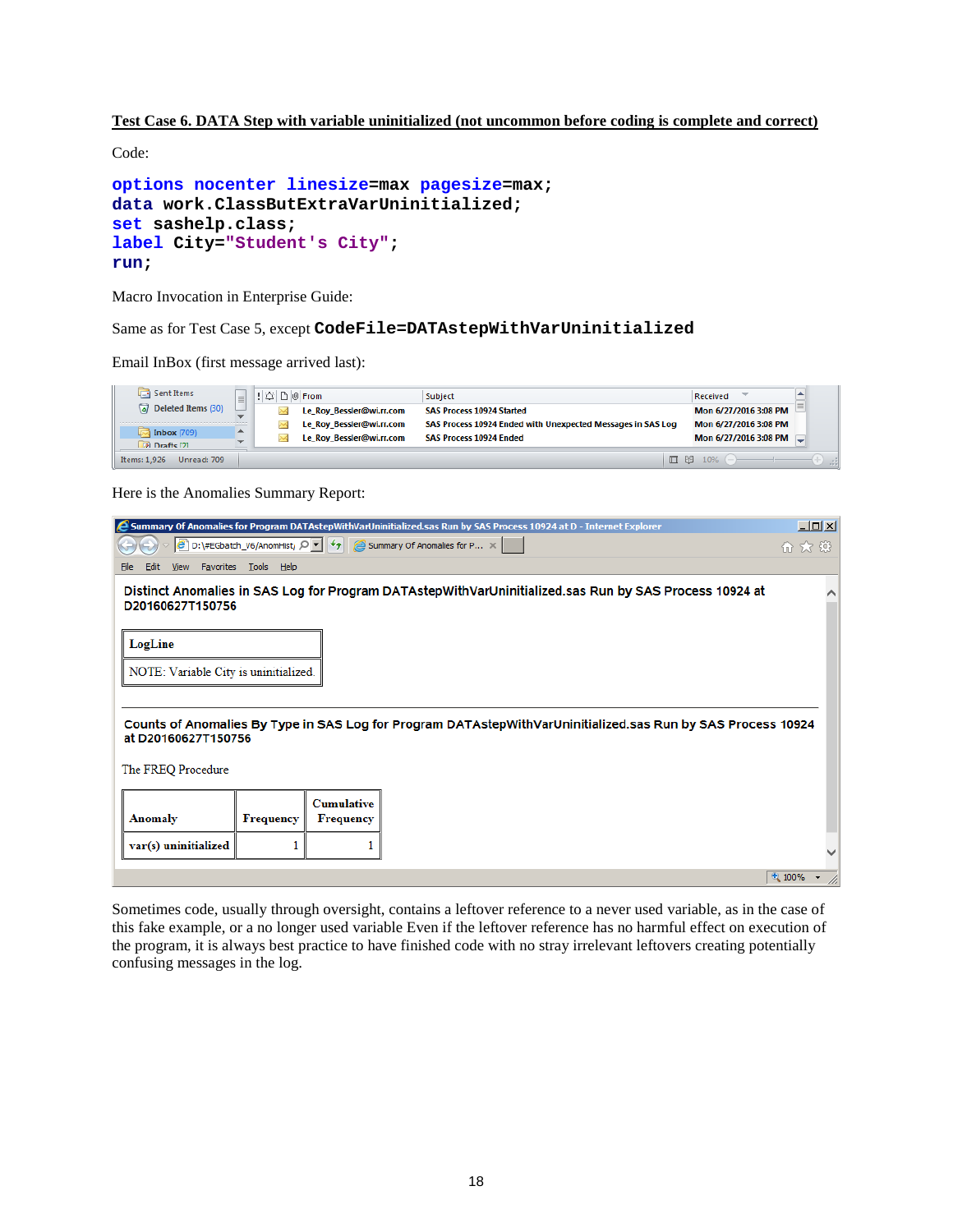**Test Case 6. DATA Step with variable uninitialized (not uncommon before coding is complete and correct)**

Code:

```
options nocenter linesize=max pagesize=max;
data work.ClassButExtraVarUninitialized;
set sashelp.class;
label City="Student's City";
run;
```

Macro Invocation in Enterprise Guide:

Same as for Test Case 5, except `CodeFile=DATAstepWithVarUninitialized`

Email InBox (first message arrived last):

| From | Subject | Received |
|---|---|---|
| Le_Roy_Bessler@wi.rr.com | SAS Process 10924 Started | Mon 6/27/2016 3:08 PM |
| Le_Roy_Bessler@wi.rr.com | SAS Process 10924 Ended with Unexpected Messages in SAS Log | Mon 6/27/2016 3:08 PM |
| Le_Roy_Bessler@wi.rr.com | SAS Process 10924 Ended | Mon 6/27/2016 3:08 PM |

Here is the Anomalies Summary Report:

**Distinct Anomalies in SAS Log for Program DATAstepWithVarUninitialized.sas Run by SAS Process 10924 at D20160627T150756**

| LogLine |
|---|
| NOTE: Variable City is uninitialized. |

**Counts of Anomalies By Type in SAS Log for Program DATAstepWithVarUninitialized.sas Run by SAS Process 10924 at D20160627T150756**

The FREQ Procedure

| Anomaly | Frequency | Cumulative Frequency |
|---|---|---|
| var(s) uninitialized | 1 | 1 |

Sometimes code, usually through oversight, contains a leftover reference to a never used variable, as in the case of this fake example, or a no longer used variable Even if the leftover reference has no harmful effect on execution of the program, it is always best practice to have finished code with no stray irrelevant leftovers creating potentially confusing messages in the log.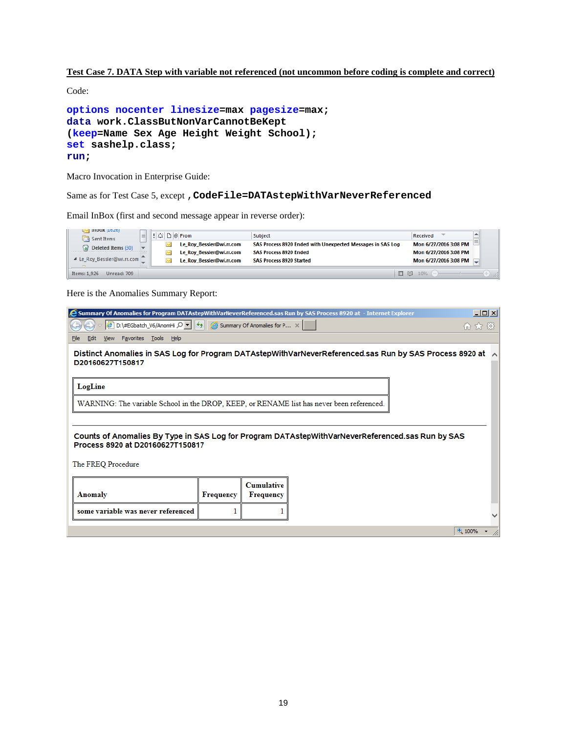**Test Case 7. DATA Step with variable not referenced (not uncommon before coding is complete and correct)**

Code:

```
options nocenter linesize=max pagesize=max;
data work.ClassButNonVarCannotBeKept
(keep=Name Sex Age Height Weight School);
set sashelp.class;
run;
```

Macro Invocation in Enterprise Guide:

Same as for Test Case 5, except `,CodeFile=DATAstepWithVarNeverReferenced`

Email InBox (first and second message appear in reverse order):

| From | Subject | Received |
|---|---|---|
| Le_Roy_Bessler@wi.rr.com | SAS Process 8920 Ended with Unexpected Messages in SAS Log | Mon 6/27/2016 3:08 PM |
| Le_Roy_Bessler@wi.rr.com | SAS Process 8920 Ended | Mon 6/27/2016 3:08 PM |
| Le_Roy_Bessler@wi.rr.com | SAS Process 8920 Started | Mon 6/27/2016 3:08 PM |

Here is the Anomalies Summary Report:

**Distinct Anomalies in SAS Log for Program DATAstepWithVarNeverReferenced.sas Run by SAS Process 8920 at D20160627T150817**

| LogLine |
|---|
| WARNING: The variable School in the DROP, KEEP, or RENAME list has never been referenced. |

**Counts of Anomalies By Type in SAS Log for Program DATAstepWithVarNeverReferenced.sas Run by SAS Process 8920 at D20160627T150817**

The FREQ Procedure

| Anomaly | Frequency | Cumulative Frequency |
|---|---|---|
| some variable was never referenced | 1 | 1 |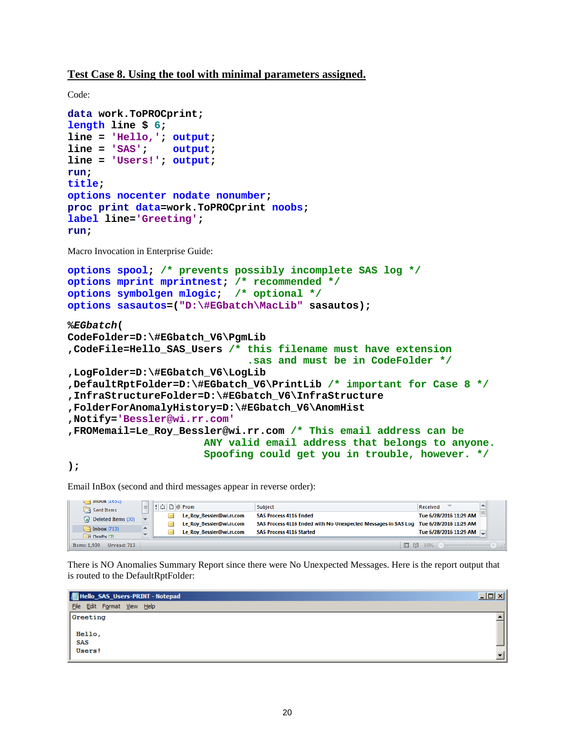**Test Case 8. Using the tool with minimal parameters assigned.**

Code:

```
data work.ToPROCprint;
length line $ 6;
line = 'Hello,'; output;
line = 'SAS';    output;
line = 'Users!'; output;
run;
title;
options nocenter nodate nonumber;
proc print data=work.ToPROCprint noobs;
label line='Greeting';
run;
```

Macro Invocation in Enterprise Guide:

```
options spool; /* prevents possibly incomplete SAS log */
options mprint mprintnest; /* recommended */
options symbolgen mlogic;  /* optional */
options sasautos=("D:\#EGbatch\MacLib" sasautos);

%EGbatch(
CodeFolder=D:\#EGbatch_V6\PgmLib
,CodeFile=Hello_SAS_Users /* this filename must have extension
                             .sas and must be in CodeFolder */
,LogFolder=D:\#EGbatch_V6\LogLib
,DefaultRptFolder=D:\#EGbatch_V6\PrintLib /* important for Case 8 */
,InfraStructureFolder=D:\#EGbatch_V6\InfraStructure
,FolderForAnomalyHistory=D:\#EGbatch_V6\AnomHist
,Notify='Bessler@wi.rr.com'
,FROMemail=Le_Roy_Bessler@wi.rr.com /* This email address can be
                         ANY valid email address that belongs to anyone.
                         Spoofing could get you in trouble, however. */
);
```

Email InBox (second and third messages appear in reverse order):

| From | Subject | Received |
|---|---|---|
| Le_Roy_Bessler@wi.rr.com | SAS Process 4116 Ended | Tue 6/28/2016 11:29 AM |
| Le_Roy_Bessler@wi.rr.com | SAS Process 4116 Ended with No Unexpected Messages in SAS Log | Tue 6/28/2016 11:29 AM |
| Le_Roy_Bessler@wi.rr.com | SAS Process 4116 Started | Tue 6/28/2016 11:29 AM |

There is NO Anomalies Summary Report since there were No Unexpected Messages. Here is the report output that is routed to the DefaultRptFolder:

Hello_SAS_Users-PRINT - Notepad

```
Greeting

 Hello,
 SAS
 Users!
```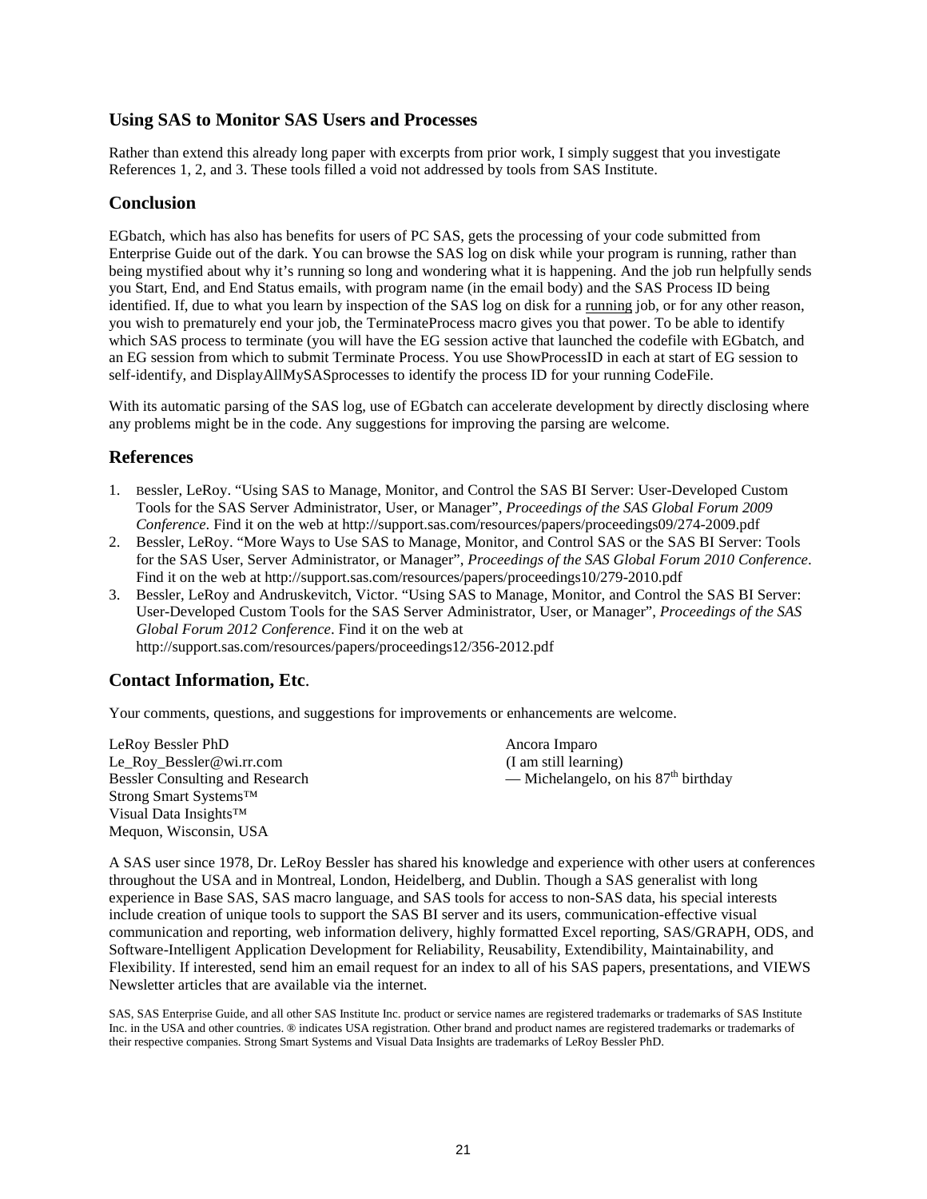## Using SAS to Monitor SAS Users and Processes

Rather than extend this already long paper with excerpts from prior work, I simply suggest that you investigate References 1, 2, and 3. These tools filled a void not addressed by tools from SAS Institute.

## Conclusion

EGbatch, which has also has benefits for users of PC SAS, gets the processing of your code submitted from Enterprise Guide out of the dark. You can browse the SAS log on disk while your program is running, rather than being mystified about why it's running so long and wondering what it is happening. And the job run helpfully sends you Start, End, and End Status emails, with program name (in the email body) and the SAS Process ID being identified. If, due to what you learn by inspection of the SAS log on disk for a running job, or for any other reason, you wish to prematurely end your job, the TerminateProcess macro gives you that power. To be able to identify which SAS process to terminate (you will have the EG session active that launched the codefile with EGbatch, and an EG session from which to submit Terminate Process. You use ShowProcessID in each at start of EG session to self-identify, and DisplayAllMySASprocesses to identify the process ID for your running CodeFile.

With its automatic parsing of the SAS log, use of EGbatch can accelerate development by directly disclosing where any problems might be in the code. Any suggestions for improving the parsing are welcome.

## References

1. Bessler, LeRoy. "Using SAS to Manage, Monitor, and Control the SAS BI Server: User-Developed Custom Tools for the SAS Server Administrator, User, or Manager", *Proceedings of the SAS Global Forum 2009 Conference*. Find it on the web at http://support.sas.com/resources/papers/proceedings09/274-2009.pdf
2. Bessler, LeRoy. "More Ways to Use SAS to Manage, Monitor, and Control SAS or the SAS BI Server: Tools for the SAS User, Server Administrator, or Manager", *Proceedings of the SAS Global Forum 2010 Conference*. Find it on the web at http://support.sas.com/resources/papers/proceedings10/279-2010.pdf
3. Bessler, LeRoy and Andruskevitch, Victor. "Using SAS to Manage, Monitor, and Control the SAS BI Server: User-Developed Custom Tools for the SAS Server Administrator, User, or Manager", *Proceedings of the SAS Global Forum 2012 Conference*. Find it on the web at http://support.sas.com/resources/papers/proceedings12/356-2012.pdf

## Contact Information, Etc.

Your comments, questions, and suggestions for improvements or enhancements are welcome.

LeRoy Bessler PhD
Le_Roy_Bessler@wi.rr.com
Bessler Consulting and Research
Strong Smart Systems™
Visual Data Insights™
Mequon, Wisconsin, USA

Ancora Imparo
(I am still learning)
— Michelangelo, on his 87th birthday

A SAS user since 1978, Dr. LeRoy Bessler has shared his knowledge and experience with other users at conferences throughout the USA and in Montreal, London, Heidelberg, and Dublin. Though a SAS generalist with long experience in Base SAS, SAS macro language, and SAS tools for access to non-SAS data, his special interests include creation of unique tools to support the SAS BI server and its users, communication-effective visual communication and reporting, web information delivery, highly formatted Excel reporting, SAS/GRAPH, ODS, and Software-Intelligent Application Development for Reliability, Reusability, Extendibility, Maintainability, and Flexibility. If interested, send him an email request for an index to all of his SAS papers, presentations, and VIEWS Newsletter articles that are available via the internet.

SAS, SAS Enterprise Guide, and all other SAS Institute Inc. product or service names are registered trademarks or trademarks of SAS Institute Inc. in the USA and other countries. ® indicates USA registration. Other brand and product names are registered trademarks or trademarks of their respective companies. Strong Smart Systems and Visual Data Insights are trademarks of LeRoy Bessler PhD.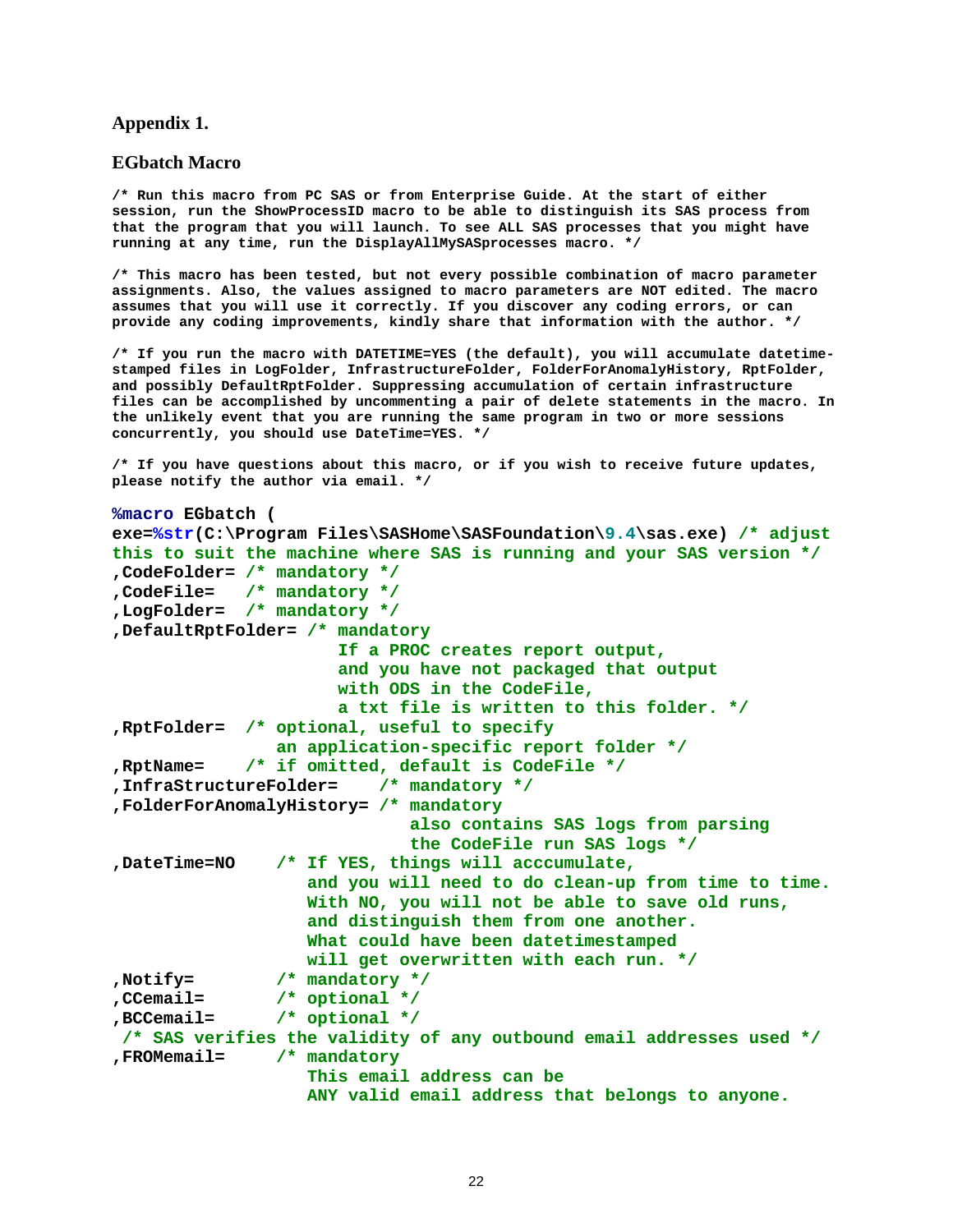## Appendix 1.

### EGbatch Macro

```
/* Run this macro from PC SAS or from Enterprise Guide. At the start of either
session, run the ShowProcessID macro to be able to distinguish its SAS process from
that the program that you will launch. To see ALL SAS processes that you might have
running at any time, run the DisplayAllMySASprocesses macro. */

/* This macro has been tested, but not every possible combination of macro parameter
assignments. Also, the values assigned to macro parameters are NOT edited. The macro
assumes that you will use it correctly. If you discover any coding errors, or can
provide any coding improvements, kindly share that information with the author. */

/* If you run the macro with DATETIME=YES (the default), you will accumulate datetime-
stamped files in LogFolder, InfrastructureFolder, FolderForAnomalyHistory, RptFolder,
and possibly DefaultRptFolder. Suppressing accumulation of certain infrastructure
files can be accomplished by uncommenting a pair of delete statements in the macro. In
the unlikely event that you are running the same program in two or more sessions
concurrently, you should use DateTime=YES. */

/* If you have questions about this macro, or if you wish to receive future updates,
please notify the author via email. */
```

```
%macro EGbatch (
exe=%str(C:\Program Files\SASHome\SASFoundation\9.4\sas.exe) /* adjust
this to suit the machine where SAS is running and your SAS version */
,CodeFolder= /* mandatory */
,CodeFile=   /* mandatory */
,LogFolder=  /* mandatory */
,DefaultRptFolder= /* mandatory
                      If a PROC creates report output,
                      and you have not packaged that output
                      with ODS in the CodeFile,
                      a txt file is written to this folder. */
,RptFolder=  /* optional, useful to specify
                an application-specific report folder */
,RptName=    /* if omitted, default is CodeFile */
,InfraStructureFolder=    /* mandatory */
,FolderForAnomalyHistory= /* mandatory
                             also contains SAS logs from parsing
                             the CodeFile run SAS logs */
,DateTime=NO    /* If YES, things will acccumulate,
                   and you will need to do clean-up from time to time.
                   With NO, you will not be able to save old runs,
                   and distinguish them from one another.
                   What could have been datetimestamped
                   will get overwritten with each run. */
,Notify=        /* mandatory */
,CCemail=       /* optional */
,BCCemail=      /* optional */
 /* SAS verifies the validity of any outbound email addresses used */
,FROMemail=     /* mandatory
                   This email address can be
                   ANY valid email address that belongs to anyone.
```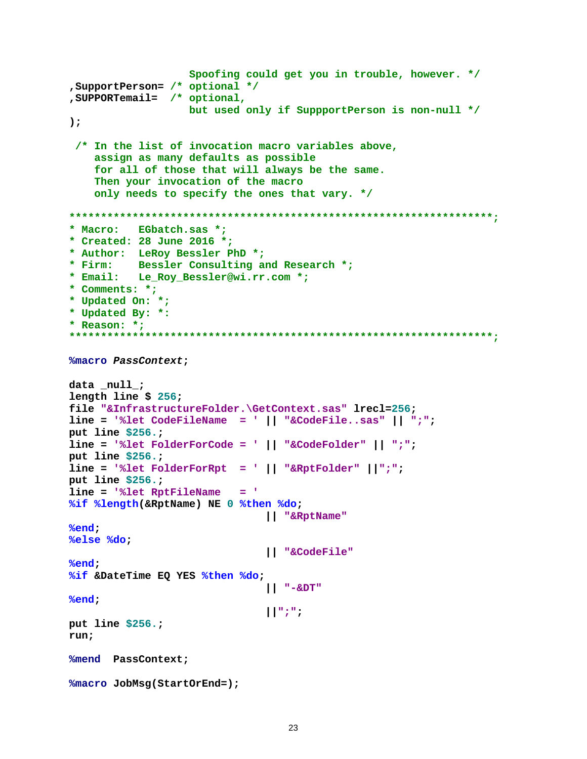```
                   Spoofing could get you in trouble, however. */
,SupportPerson= /* optional */
,SUPPORTemail=  /* optional,
                   but used only if SuppportPerson is non-null */
);

 /* In the list of invocation macro variables above,
    assign as many defaults as possible
    for all of those that will always be the same.
    Then your invocation of the macro
    only needs to specify the ones that vary. */

*******************************************************************;
* Macro:   EGbatch.sas *;
* Created: 28 June 2016 *;
* Author:  LeRoy Bessler PhD *;
* Firm:    Bessler Consulting and Research *;
* Email:   Le_Roy_Bessler@wi.rr.com *;
* Comments: *;
* Updated On: *;
* Updated By: *:
* Reason: *;
*******************************************************************;

%macro PassContext;

data _null_;
length line $ 256;
file "&InfrastructureFolder.\GetContext.sas" lrecl=256;
line = '%let CodeFileName  = ' || "&CodeFile..sas" || ";";
put line $256.;
line = '%let FolderForCode = ' || "&CodeFolder" || ";";
put line $256.;
line = '%let FolderForRpt  = ' || "&RptFolder" ||";";
put line $256.;
line = '%let RptFileName   = '
%if %length(&RptName) NE 0 %then %do;
                               || "&RptName"
%end;
%else %do;
                               || "&CodeFile"
%end;
%if &DateTime EQ YES %then %do;
                               || "-&DT"
%end;
                               ||";";
put line $256.;
run;

%mend  PassContext;

%macro JobMsg(StartOrEnd=);
```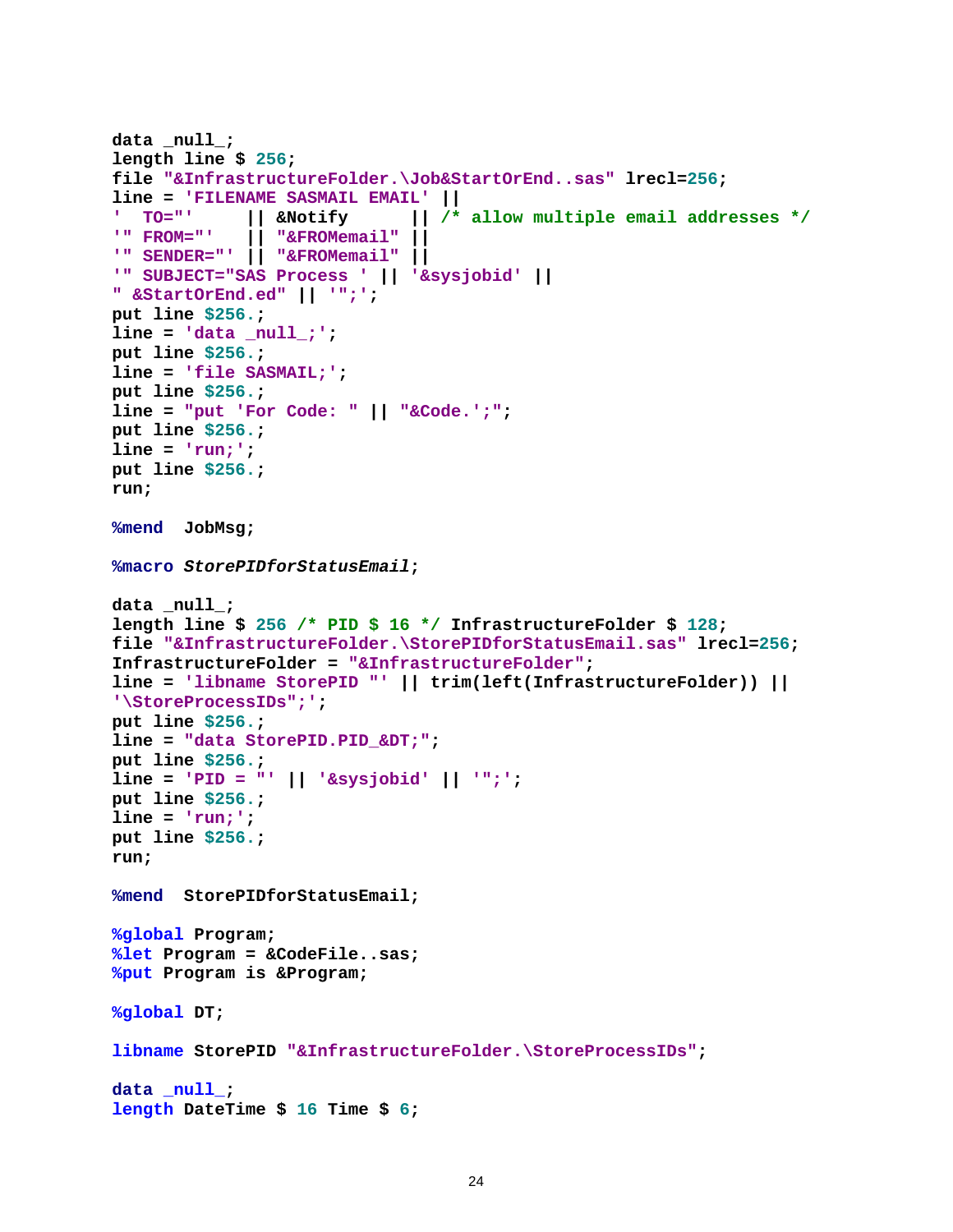```
data _null_;
length line $ 256;
file "&InfrastructureFolder.\Job&StartOrEnd..sas" lrecl=256;
line = 'FILENAME SASMAIL EMAIL' ||
'  TO="'     || &Notify      || /* allow multiple email addresses */
'" FROM="'   || "&FROMemail" ||
'" SENDER="' || "&FROMemail" ||
'" SUBJECT="SAS Process ' || '&sysjobid' ||
" &StartOrEnd.ed" || '";';
put line $256.;
line = 'data _null_;';
put line $256.;
line = 'file SASMAIL;';
put line $256.;
line = "put 'For Code: " || "&Code.';";
put line $256.;
line = 'run;';
put line $256.;
run;

%mend  JobMsg;

%macro StorePIDforStatusEmail;

data _null_;
length line $ 256 /* PID $ 16 */ InfrastructureFolder $ 128;
file "&InfrastructureFolder.\StorePIDforStatusEmail.sas" lrecl=256;
InfrastructureFolder = "&InfrastructureFolder";
line = 'libname StorePID "' || trim(left(InfrastructureFolder)) ||
'\StoreProcessIDs";';
put line $256.;
line = "data StorePID.PID_&DT;";
put line $256.;
line = 'PID = "' || '&sysjobid' || '";';
put line $256.;
line = 'run;';
put line $256.;
run;

%mend  StorePIDforStatusEmail;

%global Program;
%let Program = &CodeFile..sas;
%put Program is &Program;

%global DT;

libname StorePID "&InfrastructureFolder.\StoreProcessIDs";

data _null_;
length DateTime $ 16 Time $ 6;
```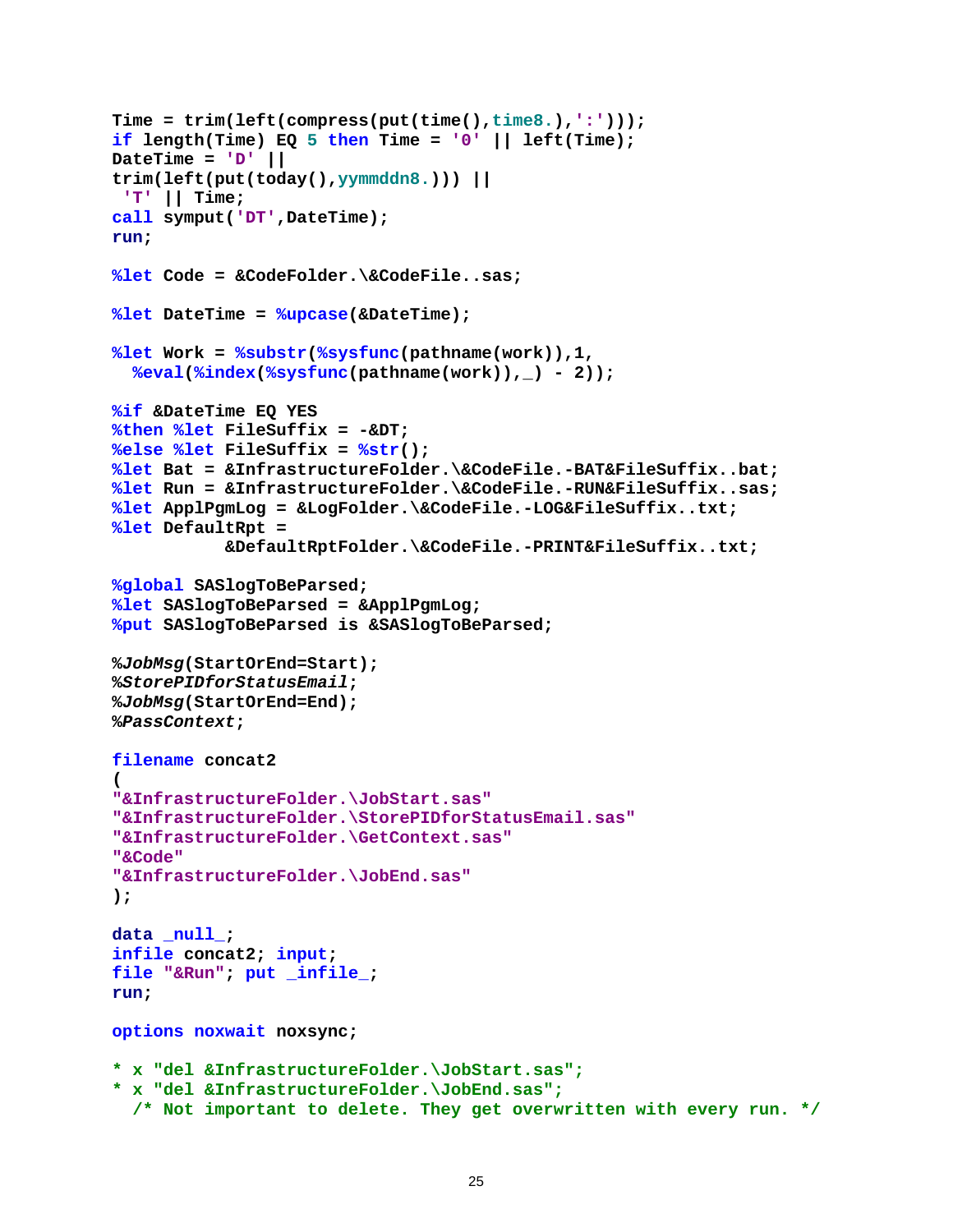```
Time = trim(left(compress(put(time(),time8.),':')));
if length(Time) EQ 5 then Time = '0' || left(Time);
DateTime = 'D' ||
trim(left(put(today(),yymmddn8.))) ||
 'T' || Time;
call symput('DT',DateTime);
run;

%let Code = &CodeFolder.\&CodeFile..sas;

%let DateTime = %upcase(&DateTime);

%let Work = %substr(%sysfunc(pathname(work)),1,
  %eval(%index(%sysfunc(pathname(work)),_) - 2));

%if &DateTime EQ YES
%then %let FileSuffix = -&DT;
%else %let FileSuffix = %str();
%let Bat = &InfrastructureFolder.\&CodeFile.-BAT&FileSuffix..bat;
%let Run = &InfrastructureFolder.\&CodeFile.-RUN&FileSuffix..sas;
%let ApplPgmLog = &LogFolder.\&CodeFile.-LOG&FileSuffix..txt;
%let DefaultRpt =
           &DefaultRptFolder.\&CodeFile.-PRINT&FileSuffix..txt;

%global SASlogToBeParsed;
%let SASlogToBeParsed = &ApplPgmLog;
%put SASlogToBeParsed is &SASlogToBeParsed;

%JobMsg(StartOrEnd=Start);
%StorePIDforStatusEmail;
%JobMsg(StartOrEnd=End);
%PassContext;

filename concat2
(
"&InfrastructureFolder.\JobStart.sas"
"&InfrastructureFolder.\StorePIDforStatusEmail.sas"
"&InfrastructureFolder.\GetContext.sas"
"&Code"
"&InfrastructureFolder.\JobEnd.sas"
);

data _null_;
infile concat2; input;
file "&Run"; put _infile_;
run;

options noxwait noxsync;

* x "del &InfrastructureFolder.\JobStart.sas";
* x "del &InfrastructureFolder.\JobEnd.sas";
  /* Not important to delete. They get overwritten with every run. */
```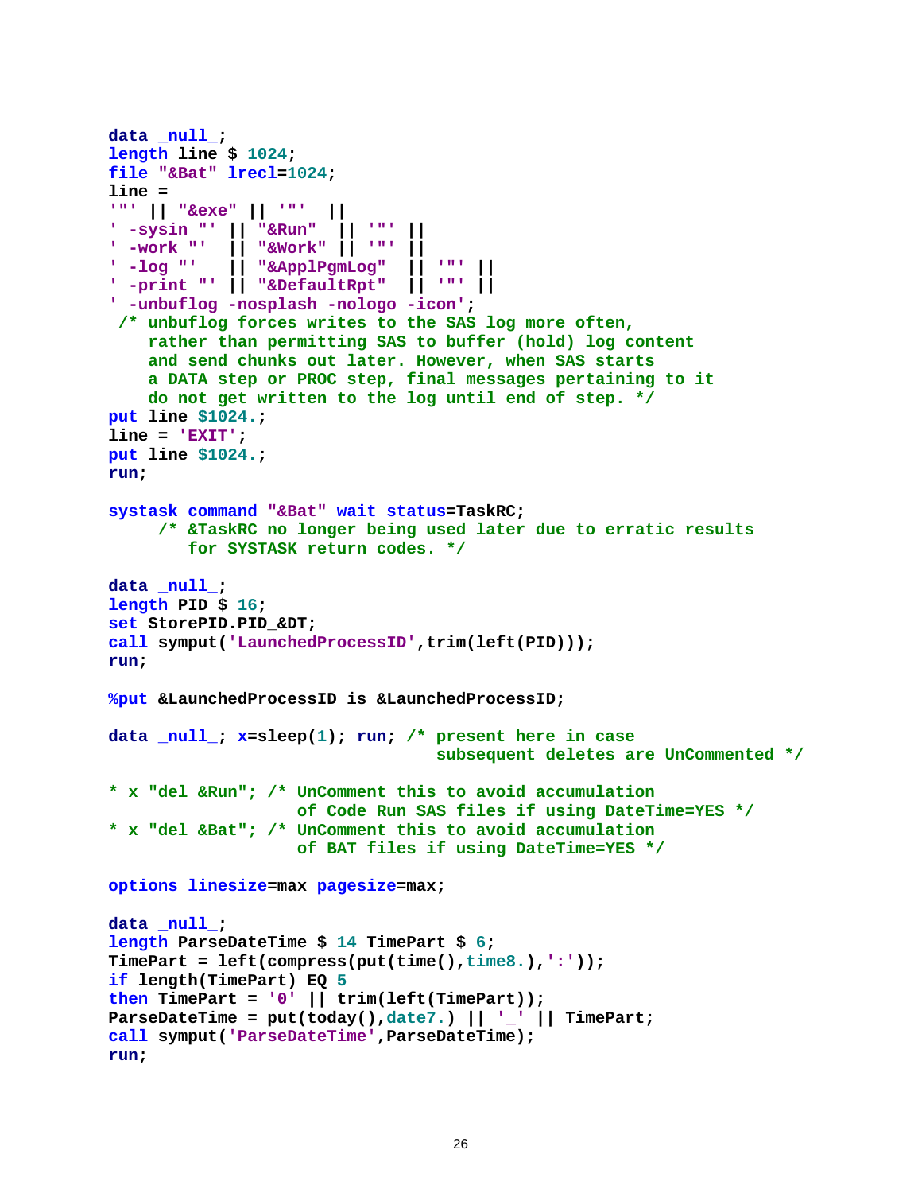```
data _null_;
length line $ 1024;
file "&Bat" lrecl=1024;
line =
'"' || "&exe" || '"'  ||
' -sysin "' || "&Run"  || '"' ||
' -work "'  || "&Work" || '"' ||
' -log "'   || "&ApplPgmLog"  || '"' ||
' -print "' || "&DefaultRpt"  || '"' ||
' -unbuflog -nosplash -nologo -icon';
 /* unbuflog forces writes to the SAS log more often,
    rather than permitting SAS to buffer (hold) log content
    and send chunks out later. However, when SAS starts
    a DATA step or PROC step, final messages pertaining to it
    do not get written to the log until end of step. */
put line $1024.;
line = 'EXIT';
put line $1024.;
run;

systask command "&Bat" wait status=TaskRC;
     /* &TaskRC no longer being used later due to erratic results
        for SYSTASK return codes. */

data _null_;
length PID $ 16;
set StorePID.PID_&DT;
call symput('LaunchedProcessID',trim(left(PID)));
run;

%put &LaunchedProcessID is &LaunchedProcessID;

data _null_; x=sleep(1); run; /* present here in case
                                 subsequent deletes are UnCommented */

* x "del &Run"; /* UnComment this to avoid accumulation
                   of Code Run SAS files if using DateTime=YES */
* x "del &Bat"; /* UnComment this to avoid accumulation
                   of BAT files if using DateTime=YES */

options linesize=max pagesize=max;

data _null_;
length ParseDateTime $ 14 TimePart $ 6;
TimePart = left(compress(put(time(),time8.),':'));
if length(TimePart) EQ 5
then TimePart = '0' || trim(left(TimePart));
ParseDateTime = put(today(),date7.) || '_' || TimePart;
call symput('ParseDateTime',ParseDateTime);
run;
```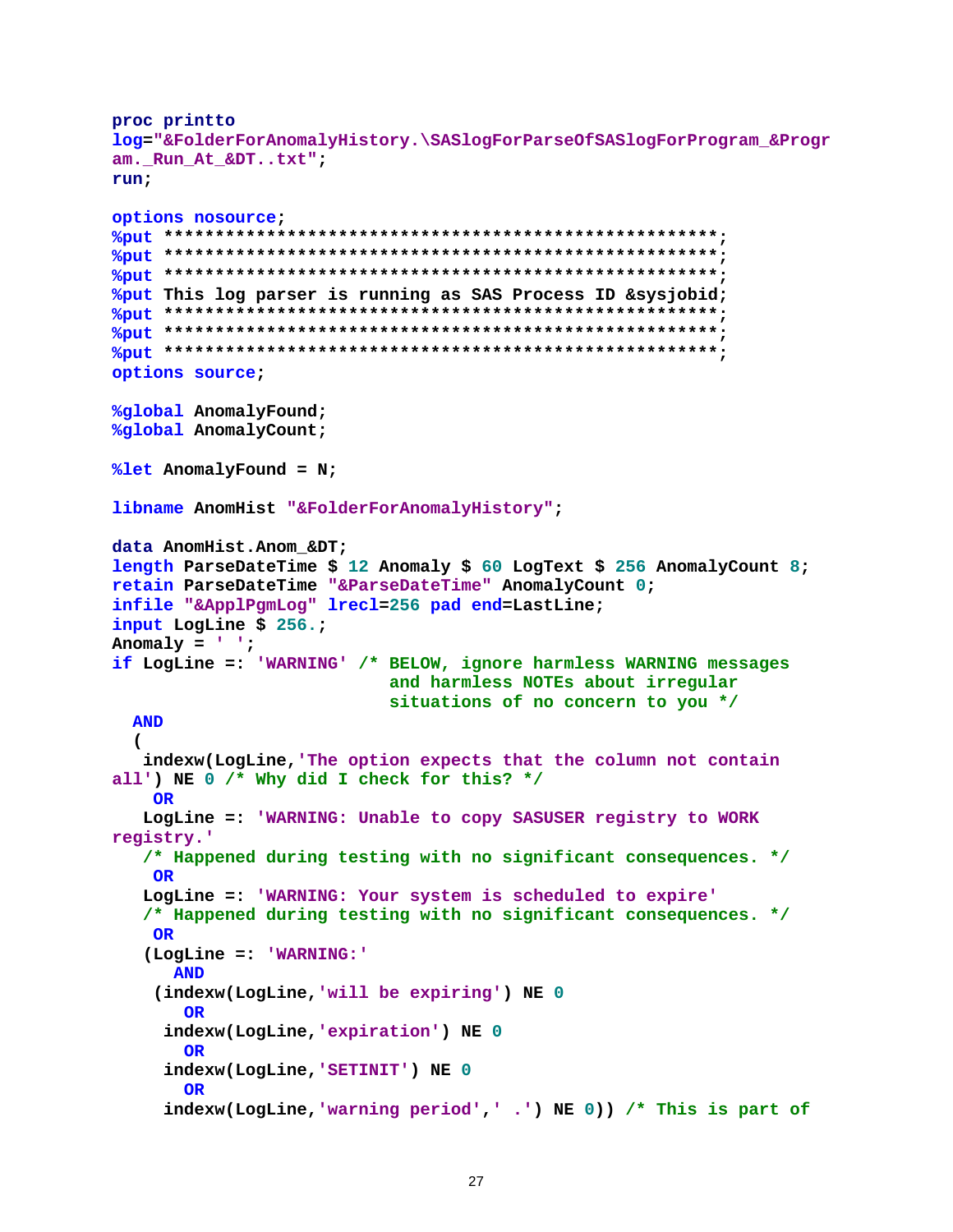```
proc printto
log="&FolderForAnomalyHistory.\SASlogForParseOfSASlogForProgram_&Progr
am._Run_At_&DT..txt";
run;

options nosource;
%put *****************************************************;
%put *****************************************************;
%put *****************************************************;
%put This log parser is running as SAS Process ID &sysjobid;
%put *****************************************************;
%put *****************************************************;
%put *****************************************************;
options source;

%global AnomalyFound;
%global AnomalyCount;

%let AnomalyFound = N;

libname AnomHist "&FolderForAnomalyHistory";

data AnomHist.Anom_&DT;
length ParseDateTime $ 12 Anomaly $ 60 LogText $ 256 AnomalyCount 8;
retain ParseDateTime "&ParseDateTime" AnomalyCount 0;
infile "&ApplPgmLog" lrecl=256 pad end=LastLine;
input LogLine $ 256.;
Anomaly = ' ';
if LogLine =: 'WARNING' /* BELOW, ignore harmless WARNING messages
                           and harmless NOTEs about irregular
                           situations of no concern to you */
  AND
  (
   indexw(LogLine,'The option expects that the column not contain
all') NE 0 /* Why did I check for this? */
    OR
   LogLine =: 'WARNING: Unable to copy SASUSER registry to WORK
registry.'
   /* Happened during testing with no significant consequences. */
    OR
   LogLine =: 'WARNING: Your system is scheduled to expire'
   /* Happened during testing with no significant consequences. */
    OR
   (LogLine =: 'WARNING:'
      AND
    (indexw(LogLine,'will be expiring') NE 0
      OR
     indexw(LogLine,'expiration') NE 0
      OR
     indexw(LogLine,'SETINIT') NE 0
      OR
     indexw(LogLine,'warning period',' .') NE 0)) /* This is part of
```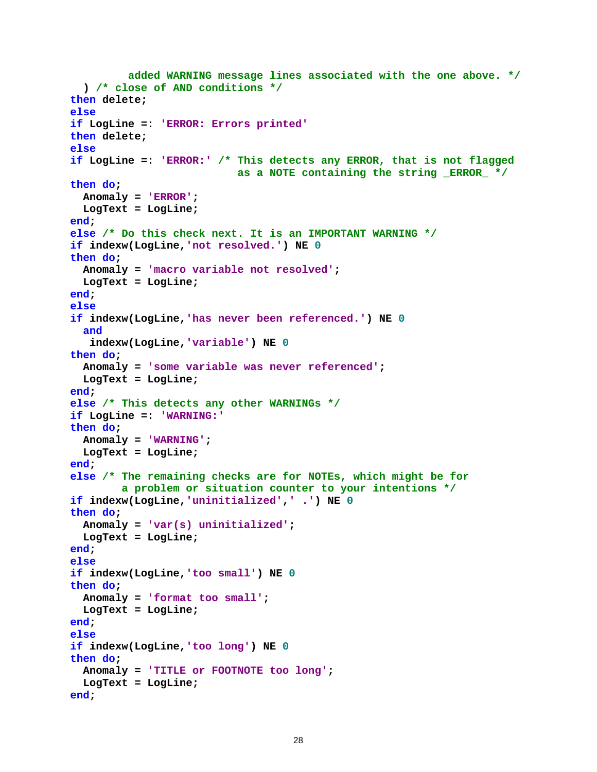```
         added WARNING message lines associated with the one above. */
  ) /* close of AND conditions */
then delete;
else
if LogLine =: 'ERROR: Errors printed'
then delete;
else
if LogLine =: 'ERROR:' /* This detects any ERROR, that is not flagged
                          as a NOTE containing the string _ERROR_ */
then do;
  Anomaly = 'ERROR';
  LogText = LogLine;
end;
else /* Do this check next. It is an IMPORTANT WARNING */
if indexw(LogLine,'not resolved.') NE 0
then do;
  Anomaly = 'macro variable not resolved';
  LogText = LogLine;
end;
else
if indexw(LogLine,'has never been referenced.') NE 0
  and
   indexw(LogLine,'variable') NE 0
then do;
  Anomaly = 'some variable was never referenced';
  LogText = LogLine;
end;
else /* This detects any other WARNINGs */
if LogLine =: 'WARNING:'
then do;
  Anomaly = 'WARNING';
  LogText = LogLine;
end;
else /* The remaining checks are for NOTEs, which might be for
        a problem or situation counter to your intentions */
if indexw(LogLine,'uninitialized',' .') NE 0
then do;
  Anomaly = 'var(s) uninitialized';
  LogText = LogLine;
end;
else
if indexw(LogLine,'too small') NE 0
then do;
  Anomaly = 'format too small';
  LogText = LogLine;
end;
else
if indexw(LogLine,'too long') NE 0
then do;
  Anomaly = 'TITLE or FOOTNOTE too long';
  LogText = LogLine;
end;
```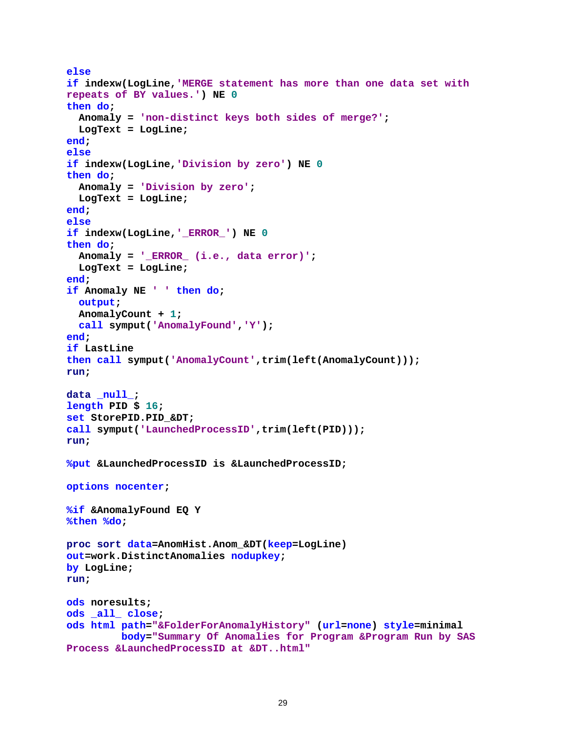```
else
if indexw(LogLine,'MERGE statement has more than one data set with
repeats of BY values.') NE 0
then do;
  Anomaly = 'non-distinct keys both sides of merge?';
  LogText = LogLine;
end;
else
if indexw(LogLine,'Division by zero') NE 0
then do;
  Anomaly = 'Division by zero';
  LogText = LogLine;
end;
else
if indexw(LogLine,'_ERROR_') NE 0
then do;
  Anomaly = '_ERROR_ (i.e., data error)';
  LogText = LogLine;
end;
if Anomaly NE ' ' then do;
  output;
  AnomalyCount + 1;
  call symput('AnomalyFound','Y');
end;
if LastLine
then call symput('AnomalyCount',trim(left(AnomalyCount)));
run;

data _null_;
length PID $ 16;
set StorePID.PID_&DT;
call symput('LaunchedProcessID',trim(left(PID)));
run;

%put &LaunchedProcessID is &LaunchedProcessID;

options nocenter;

%if &AnomalyFound EQ Y
%then %do;

proc sort data=AnomHist.Anom_&DT(keep=LogLine)
out=work.DistinctAnomalies nodupkey;
by LogLine;
run;

ods noresults;
ods _all_ close;
ods html path="&FolderForAnomalyHistory" (url=none) style=minimal
         body="Summary Of Anomalies for Program &Program Run by SAS
Process &LaunchedProcessID at &DT..html"
```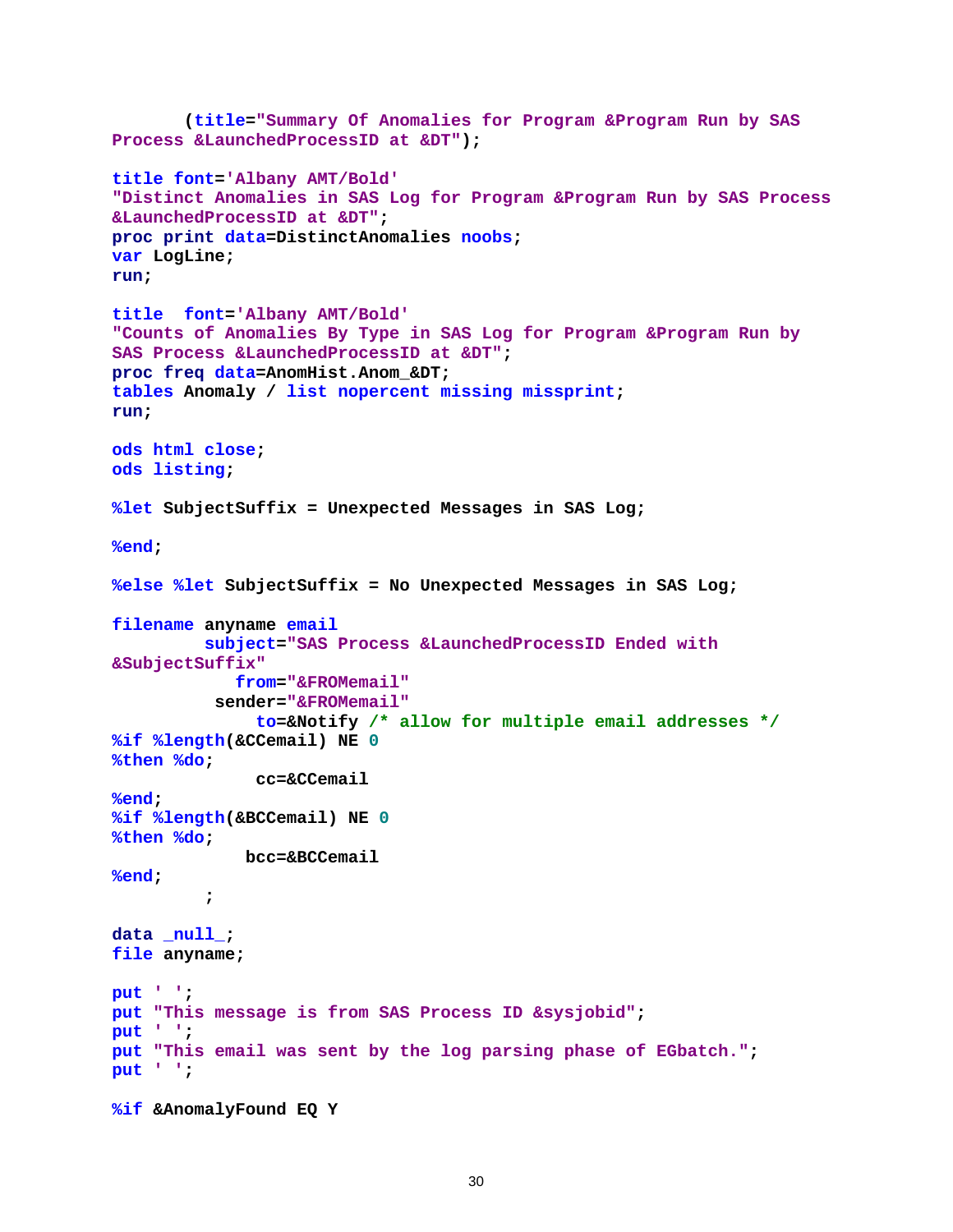```
       (title="Summary Of Anomalies for Program &Program Run by SAS
Process &LaunchedProcessID at &DT");

title font='Albany AMT/Bold'
"Distinct Anomalies in SAS Log for Program &Program Run by SAS Process
&LaunchedProcessID at &DT";
proc print data=DistinctAnomalies noobs;
var LogLine;
run;

title  font='Albany AMT/Bold'
"Counts of Anomalies By Type in SAS Log for Program &Program Run by
SAS Process &LaunchedProcessID at &DT";
proc freq data=AnomHist.Anom_&DT;
tables Anomaly / list nopercent missing missprint;
run;

ods html close;
ods listing;

%let SubjectSuffix = Unexpected Messages in SAS Log;

%end;

%else %let SubjectSuffix = No Unexpected Messages in SAS Log;

filename anyname email
         subject="SAS Process &LaunchedProcessID Ended with
&SubjectSuffix"
            from="&FROMemail"
          sender="&FROMemail"
              to=&Notify /* allow for multiple email addresses */
%if %length(&CCemail) NE 0
%then %do;
              cc=&CCemail
%end;
%if %length(&BCCemail) NE 0
%then %do;
             bcc=&BCCemail
%end;
         ;

data _null_;
file anyname;

put ' ';
put "This message is from SAS Process ID &sysjobid";
put ' ';
put "This email was sent by the log parsing phase of EGbatch.";
put ' ';

%if &AnomalyFound EQ Y
```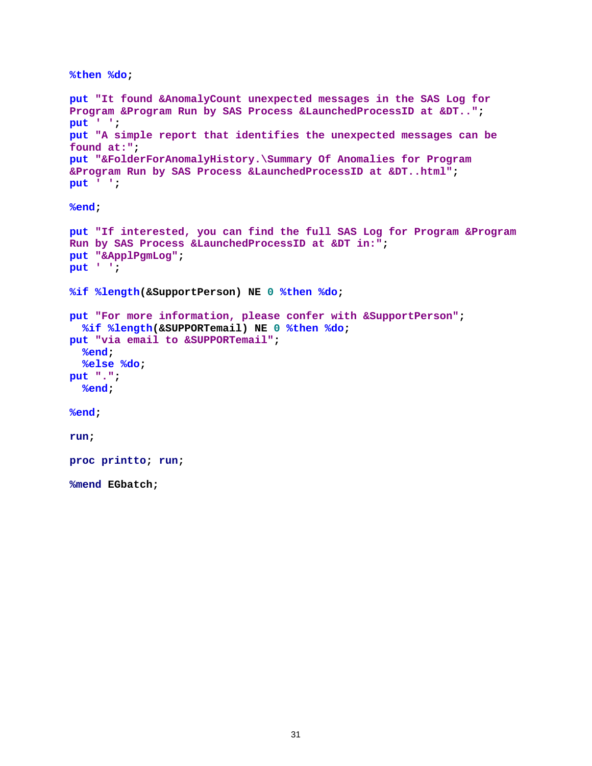```
%then %do;

put "It found &AnomalyCount unexpected messages in the SAS Log for
Program &Program Run by SAS Process &LaunchedProcessID at &DT..";
put ' ';
put "A simple report that identifies the unexpected messages can be
found at:";
put "&FolderForAnomalyHistory.\Summary Of Anomalies for Program
&Program Run by SAS Process &LaunchedProcessID at &DT..html";
put ' ';

%end;

put "If interested, you can find the full SAS Log for Program &Program
Run by SAS Process &LaunchedProcessID at &DT in:";
put "&ApplPgmLog";
put ' ';

%if %length(&SupportPerson) NE 0 %then %do;

put "For more information, please confer with &SupportPerson";
  %if %length(&SUPPORTemail) NE 0 %then %do;
put "via email to &SUPPORTemail";
  %end;
  %else %do;
put ".";
  %end;

%end;

run;

proc printto; run;

%mend EGbatch;
```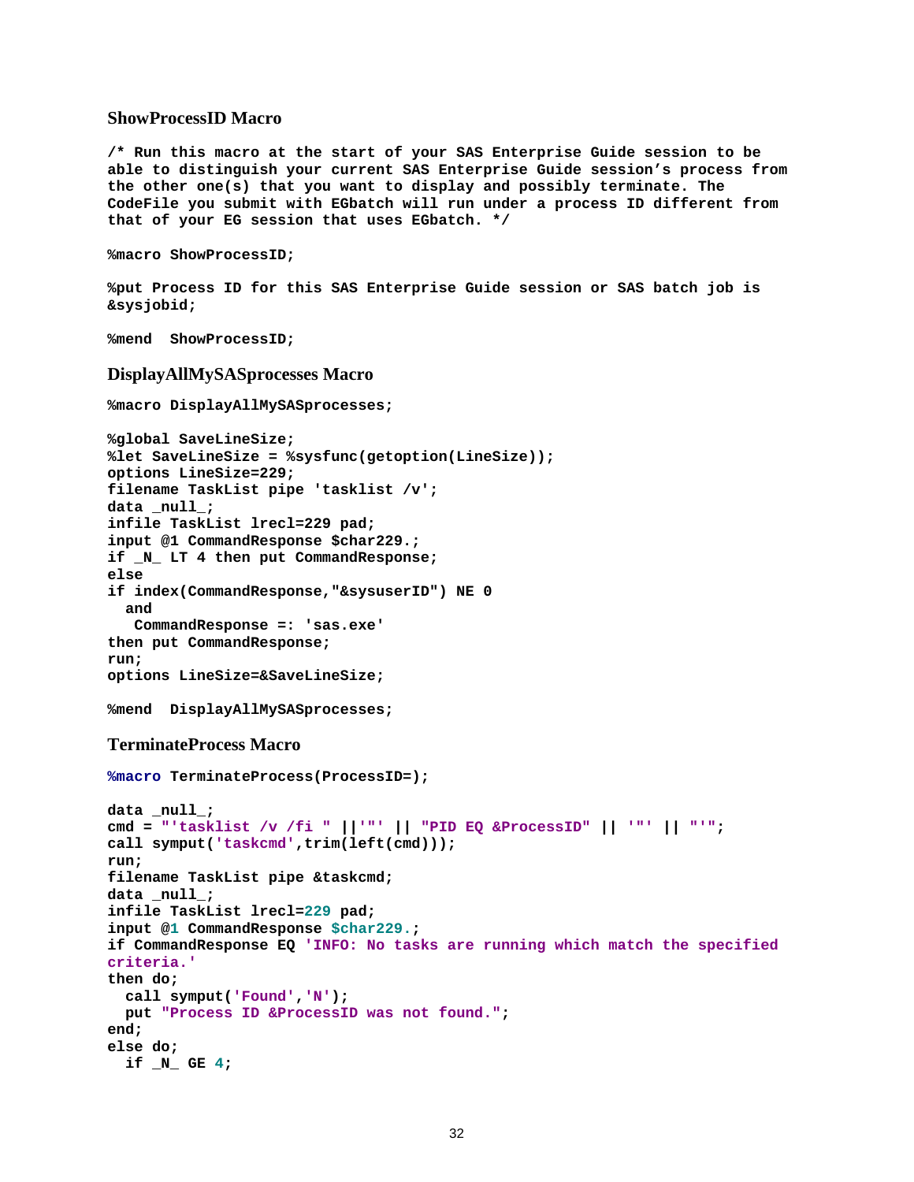### ShowProcessID Macro

```
/* Run this macro at the start of your SAS Enterprise Guide session to be
able to distinguish your current SAS Enterprise Guide session's process from
the other one(s) that you want to display and possibly terminate. The
CodeFile you submit with EGbatch will run under a process ID different from
that of your EG session that uses EGbatch. */

%macro ShowProcessID;

%put Process ID for this SAS Enterprise Guide session or SAS batch job is
&sysjobid;

%mend  ShowProcessID;
```

### DisplayAllMySASprocesses Macro

```
%macro DisplayAllMySASprocesses;

%global SaveLineSize;
%let SaveLineSize = %sysfunc(getoption(LineSize));
options LineSize=229;
filename TaskList pipe 'tasklist /v';
data _null_;
infile TaskList lrecl=229 pad;
input @1 CommandResponse $char229.;
if _N_ LT 4 then put CommandResponse;
else
if index(CommandResponse,"&sysuserID") NE 0
  and
   CommandResponse =: 'sas.exe'
then put CommandResponse;
run;
options LineSize=&SaveLineSize;

%mend  DisplayAllMySASprocesses;
```

### TerminateProcess Macro

```
%macro TerminateProcess(ProcessID=);

data _null_;
cmd = "'tasklist /v /fi " ||'"' || "PID EQ &ProcessID" || '"' || "'";
call symput('taskcmd',trim(left(cmd)));
run;
filename TaskList pipe &taskcmd;
data _null_;
infile TaskList lrecl=229 pad;
input @1 CommandResponse $char229.;
if CommandResponse EQ 'INFO: No tasks are running which match the specified
criteria.'
then do;
  call symput('Found','N');
  put "Process ID &ProcessID was not found.";
end;
else do;
  if _N_ GE 4;
```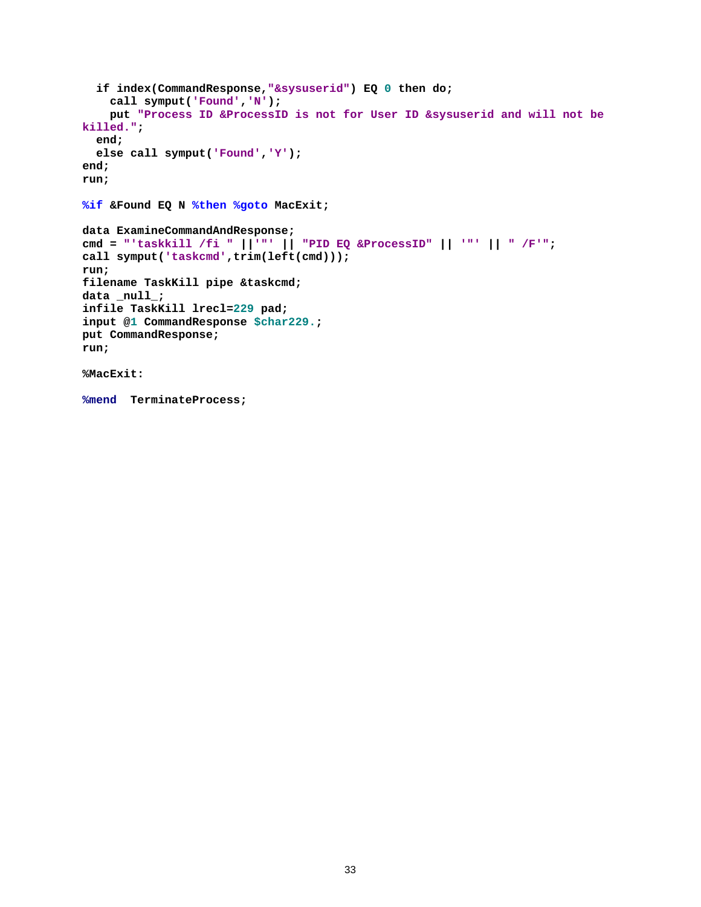```
  if index(CommandResponse,"&sysuserid") EQ 0 then do;
    call symput('Found','N');
    put "Process ID &ProcessID is not for User ID &sysuserid and will not be
killed.";
  end;
  else call symput('Found','Y');
end;
run;

%if &Found EQ N %then %goto MacExit;

data ExamineCommandAndResponse;
cmd = "'taskkill /fi " ||'"' || "PID EQ &ProcessID" || '"' || " /F'";
call symput('taskcmd',trim(left(cmd)));
run;
filename TaskKill pipe &taskcmd;
data _null_;
infile TaskKill lrecl=229 pad;
input @1 CommandResponse $char229.;
put CommandResponse;
run;

%MacExit:

%mend  TerminateProcess;
```